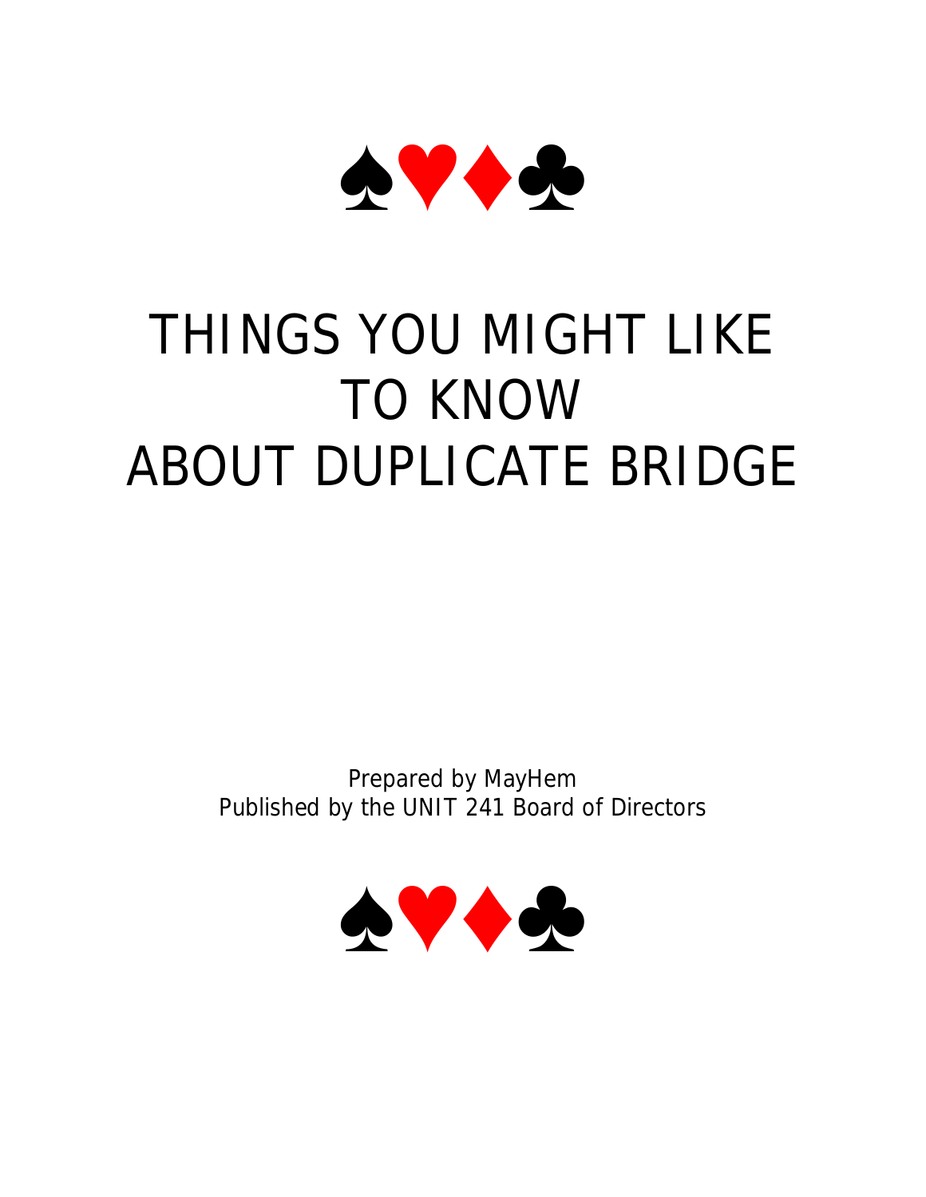♠♥♦♣

# THINGS YOU MIGHT LIKE TO KNOW ABOUT DUPLICATE BRIDGE

Prepared by MayHem
Published by the UNIT 241 Board of Directors

♠♥♦♣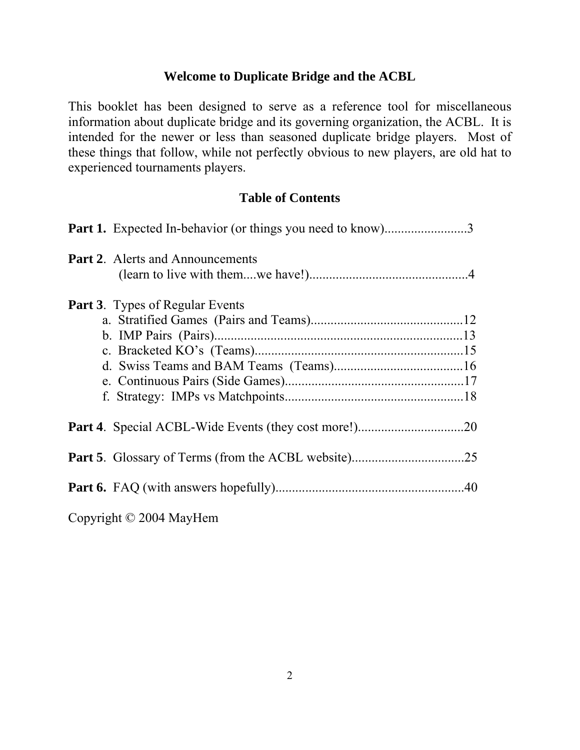## Welcome to Duplicate Bridge and the ACBL

This booklet has been designed to serve as a reference tool for miscellaneous information about duplicate bridge and its governing organization, the ACBL. It is intended for the newer or less than seasoned duplicate bridge players. Most of these things that follow, while not perfectly obvious to new players, are old hat to experienced tournaments players.

## Table of Contents

**Part 1.** Expected In-behavior (or things you need to know).........................3

**Part 2**. Alerts and Announcements
(learn to live with them....we have!)................................................4

**Part 3**. Types of Regular Events
- a. Stratified Games (Pairs and Teams)..............................................12
- b. IMP Pairs (Pairs)...........................................................................13
- c. Bracketed KO's (Teams)................................................................15
- d. Swiss Teams and BAM Teams (Teams).......................................16
- e. Continuous Pairs (Side Games)......................................................17
- f. Strategy: IMPs vs Matchpoints......................................................18

**Part 4**. Special ACBL-Wide Events (they cost more!)................................20

**Part 5**. Glossary of Terms (from the ACBL website).................................25

**Part 6.** FAQ (with answers hopefully)........................................................40

Copyright © 2004 MayHem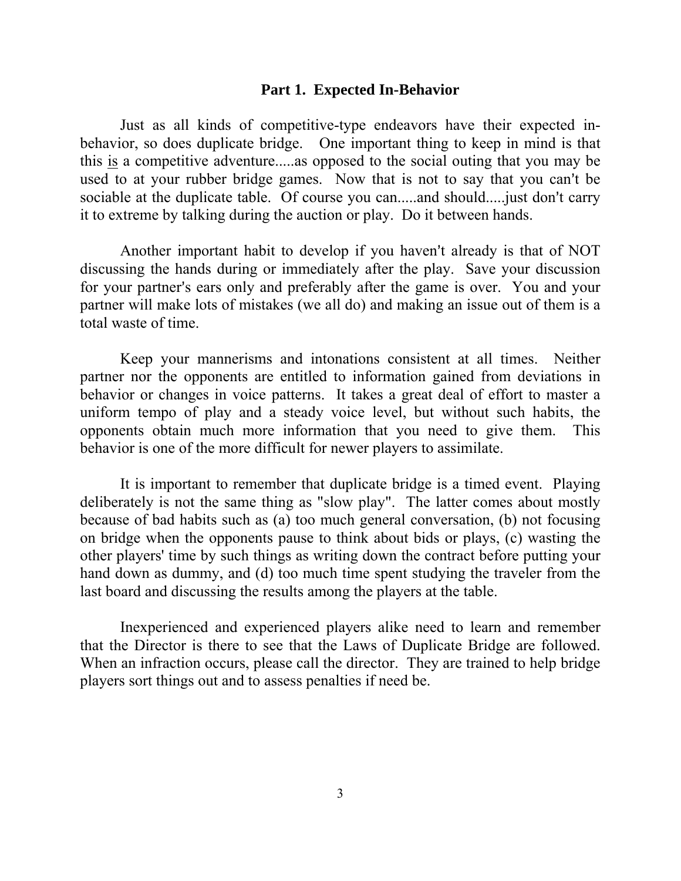## Part 1. Expected In-Behavior

Just as all kinds of competitive-type endeavors have their expected in-behavior, so does duplicate bridge. One important thing to keep in mind is that this <u>is</u> a competitive adventure.....as opposed to the social outing that you may be used to at your rubber bridge games. Now that is not to say that you can't be sociable at the duplicate table. Of course you can.....and should.....just don't carry it to extreme by talking during the auction or play. Do it between hands.

Another important habit to develop if you haven't already is that of NOT discussing the hands during or immediately after the play. Save your discussion for your partner's ears only and preferably after the game is over. You and your partner will make lots of mistakes (we all do) and making an issue out of them is a total waste of time.

Keep your mannerisms and intonations consistent at all times. Neither partner nor the opponents are entitled to information gained from deviations in behavior or changes in voice patterns. It takes a great deal of effort to master a uniform tempo of play and a steady voice level, but without such habits, the opponents obtain much more information that you need to give them. This behavior is one of the more difficult for newer players to assimilate.

It is important to remember that duplicate bridge is a timed event. Playing deliberately is not the same thing as "slow play". The latter comes about mostly because of bad habits such as (a) too much general conversation, (b) not focusing on bridge when the opponents pause to think about bids or plays, (c) wasting the other players' time by such things as writing down the contract before putting your hand down as dummy, and (d) too much time spent studying the traveler from the last board and discussing the results among the players at the table.

Inexperienced and experienced players alike need to learn and remember that the Director is there to see that the Laws of Duplicate Bridge are followed. When an infraction occurs, please call the director. They are trained to help bridge players sort things out and to assess penalties if need be.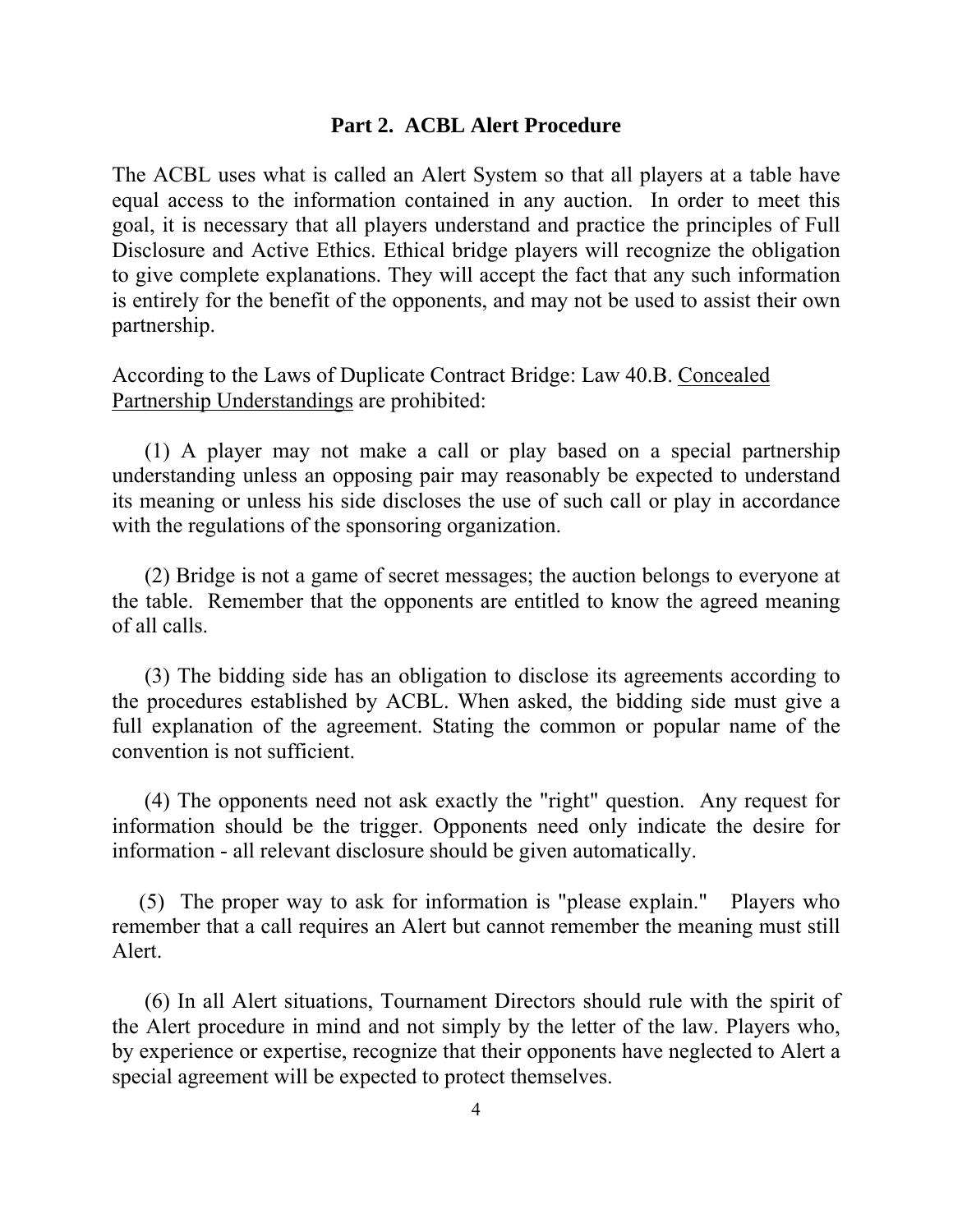## Part 2. ACBL Alert Procedure

The ACBL uses what is called an Alert System so that all players at a table have equal access to the information contained in any auction. In order to meet this goal, it is necessary that all players understand and practice the principles of Full Disclosure and Active Ethics. Ethical bridge players will recognize the obligation to give complete explanations. They will accept the fact that any such information is entirely for the benefit of the opponents, and may not be used to assist their own partnership.

According to the Laws of Duplicate Contract Bridge: Law 40.B. <u>Concealed Partnership Understandings</u> are prohibited:

(1) A player may not make a call or play based on a special partnership understanding unless an opposing pair may reasonably be expected to understand its meaning or unless his side discloses the use of such call or play in accordance with the regulations of the sponsoring organization.

(2) Bridge is not a game of secret messages; the auction belongs to everyone at the table. Remember that the opponents are entitled to know the agreed meaning of all calls.

(3) The bidding side has an obligation to disclose its agreements according to the procedures established by ACBL. When asked, the bidding side must give a full explanation of the agreement. Stating the common or popular name of the convention is not sufficient.

(4) The opponents need not ask exactly the "right" question. Any request for information should be the trigger. Opponents need only indicate the desire for information - all relevant disclosure should be given automatically.

(5) The proper way to ask for information is "please explain." Players who remember that a call requires an Alert but cannot remember the meaning must still Alert.

(6) In all Alert situations, Tournament Directors should rule with the spirit of the Alert procedure in mind and not simply by the letter of the law. Players who, by experience or expertise, recognize that their opponents have neglected to Alert a special agreement will be expected to protect themselves.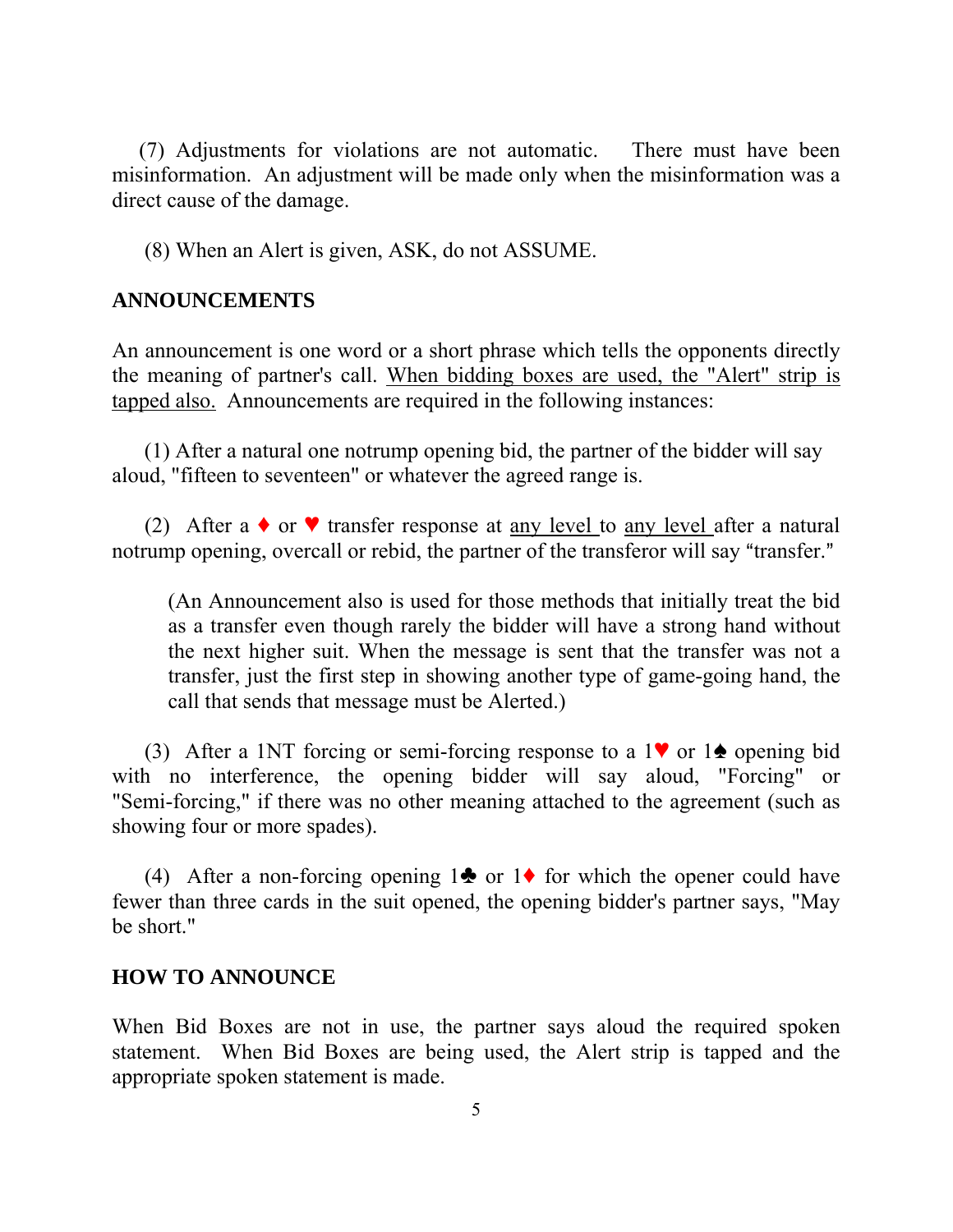(7) Adjustments for violations are not automatic. There must have been misinformation. An adjustment will be made only when the misinformation was a direct cause of the damage.

(8) When an Alert is given, ASK, do not ASSUME.

## ANNOUNCEMENTS

An announcement is one word or a short phrase which tells the opponents directly the meaning of partner's call. <u>When bidding boxes are used, the "Alert" strip is tapped also.</u> Announcements are required in the following instances:

(1) After a natural one notrump opening bid, the partner of the bidder will say aloud, "fifteen to seventeen" or whatever the agreed range is.

(2) After a ♦ or ♥ transfer response at <u>any level</u> to <u>any level</u> after a natural notrump opening, overcall or rebid, the partner of the transferor will say "transfer."

> (An Announcement also is used for those methods that initially treat the bid as a transfer even though rarely the bidder will have a strong hand without the next higher suit. When the message is sent that the transfer was not a transfer, just the first step in showing another type of game-going hand, the call that sends that message must be Alerted.)

(3) After a 1NT forcing or semi-forcing response to a 1♥ or 1♠ opening bid with no interference, the opening bidder will say aloud, "Forcing" or "Semi-forcing," if there was no other meaning attached to the agreement (such as showing four or more spades).

(4) After a non-forcing opening 1♣ or 1♦ for which the opener could have fewer than three cards in the suit opened, the opening bidder's partner says, "May be short."

## HOW TO ANNOUNCE

When Bid Boxes are not in use, the partner says aloud the required spoken statement. When Bid Boxes are being used, the Alert strip is tapped and the appropriate spoken statement is made.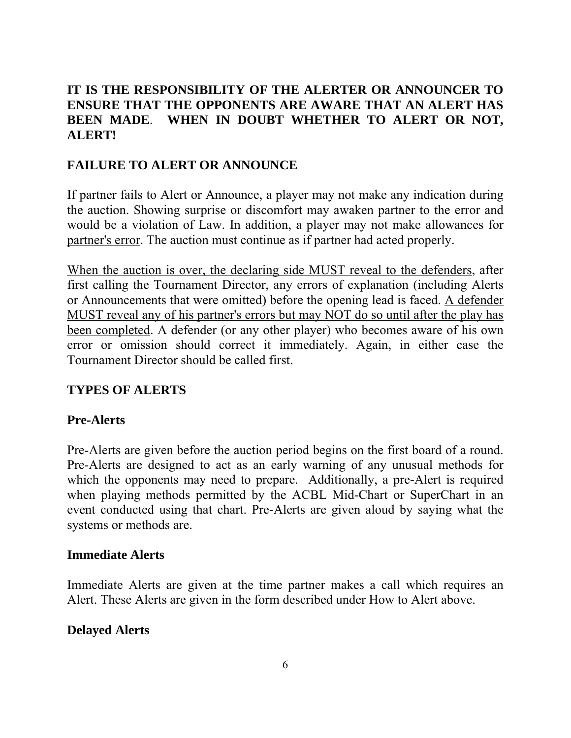**IT IS THE RESPONSIBILITY OF THE ALERTER OR ANNOUNCER TO ENSURE THAT THE OPPONENTS ARE AWARE THAT AN ALERT HAS BEEN MADE. WHEN IN DOUBT WHETHER TO ALERT OR NOT, ALERT!**

## FAILURE TO ALERT OR ANNOUNCE

If partner fails to Alert or Announce, a player may not make any indication during the auction. Showing surprise or discomfort may awaken partner to the error and would be a violation of Law. In addition, <u>a player may not make allowances for partner's error</u>. The auction must continue as if partner had acted properly.

<u>When the auction is over, the declaring side MUST reveal to the defenders</u>, after first calling the Tournament Director, any errors of explanation (including Alerts or Announcements that were omitted) before the opening lead is faced. <u>A defender MUST reveal any of his partner's errors but may NOT do so until after the play has been completed</u>. A defender (or any other player) who becomes aware of his own error or omission should correct it immediately. Again, in either case the Tournament Director should be called first.

## TYPES OF ALERTS

### Pre-Alerts

Pre-Alerts are given before the auction period begins on the first board of a round. Pre-Alerts are designed to act as an early warning of any unusual methods for which the opponents may need to prepare. Additionally, a pre-Alert is required when playing methods permitted by the ACBL Mid-Chart or SuperChart in an event conducted using that chart. Pre-Alerts are given aloud by saying what the systems or methods are.

### Immediate Alerts

Immediate Alerts are given at the time partner makes a call which requires an Alert. These Alerts are given in the form described under How to Alert above.

### Delayed Alerts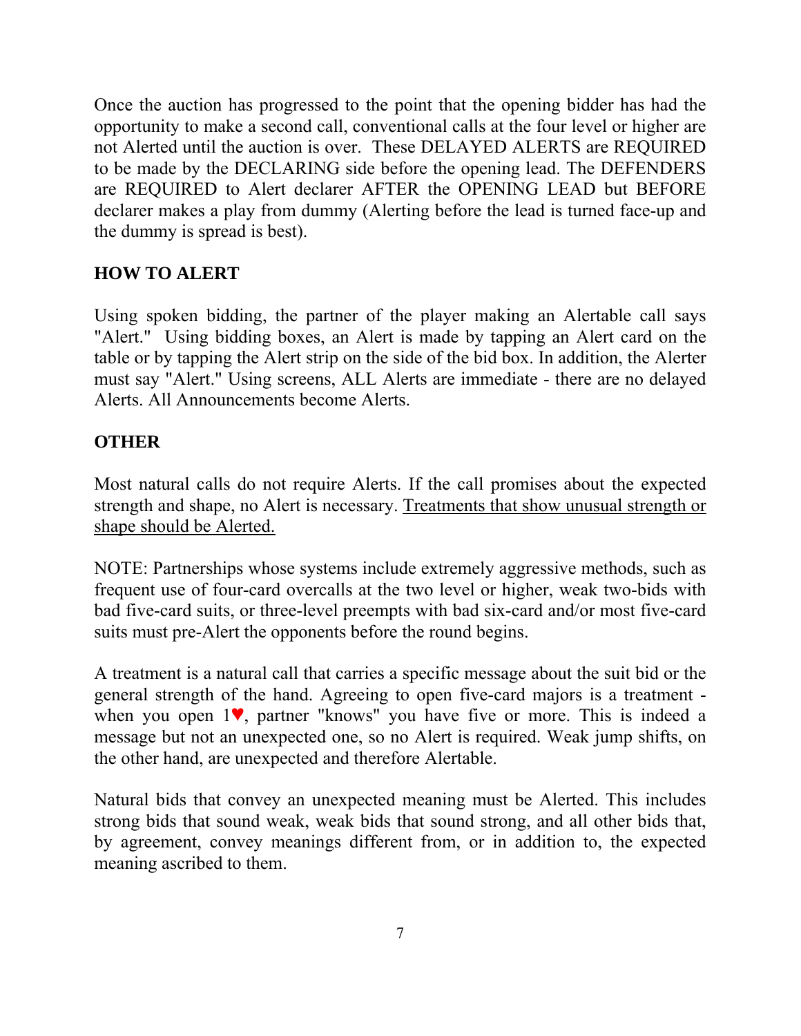Once the auction has progressed to the point that the opening bidder has had the opportunity to make a second call, conventional calls at the four level or higher are not Alerted until the auction is over. These DELAYED ALERTS are REQUIRED to be made by the DECLARING side before the opening lead. The DEFENDERS are REQUIRED to Alert declarer AFTER the OPENING LEAD but BEFORE declarer makes a play from dummy (Alerting before the lead is turned face-up and the dummy is spread is best).

## HOW TO ALERT

Using spoken bidding, the partner of the player making an Alertable call says "Alert." Using bidding boxes, an Alert is made by tapping an Alert card on the table or by tapping the Alert strip on the side of the bid box. In addition, the Alerter must say "Alert." Using screens, ALL Alerts are immediate - there are no delayed Alerts. All Announcements become Alerts.

## OTHER

Most natural calls do not require Alerts. If the call promises about the expected strength and shape, no Alert is necessary. <u>Treatments that show unusual strength or shape should be Alerted.</u>

NOTE: Partnerships whose systems include extremely aggressive methods, such as frequent use of four-card overcalls at the two level or higher, weak two-bids with bad five-card suits, or three-level preempts with bad six-card and/or most five-card suits must pre-Alert the opponents before the round begins.

A treatment is a natural call that carries a specific message about the suit bid or the general strength of the hand. Agreeing to open five-card majors is a treatment - when you open 1♥, partner "knows" you have five or more. This is indeed a message but not an unexpected one, so no Alert is required. Weak jump shifts, on the other hand, are unexpected and therefore Alertable.

Natural bids that convey an unexpected meaning must be Alerted. This includes strong bids that sound weak, weak bids that sound strong, and all other bids that, by agreement, convey meanings different from, or in addition to, the expected meaning ascribed to them.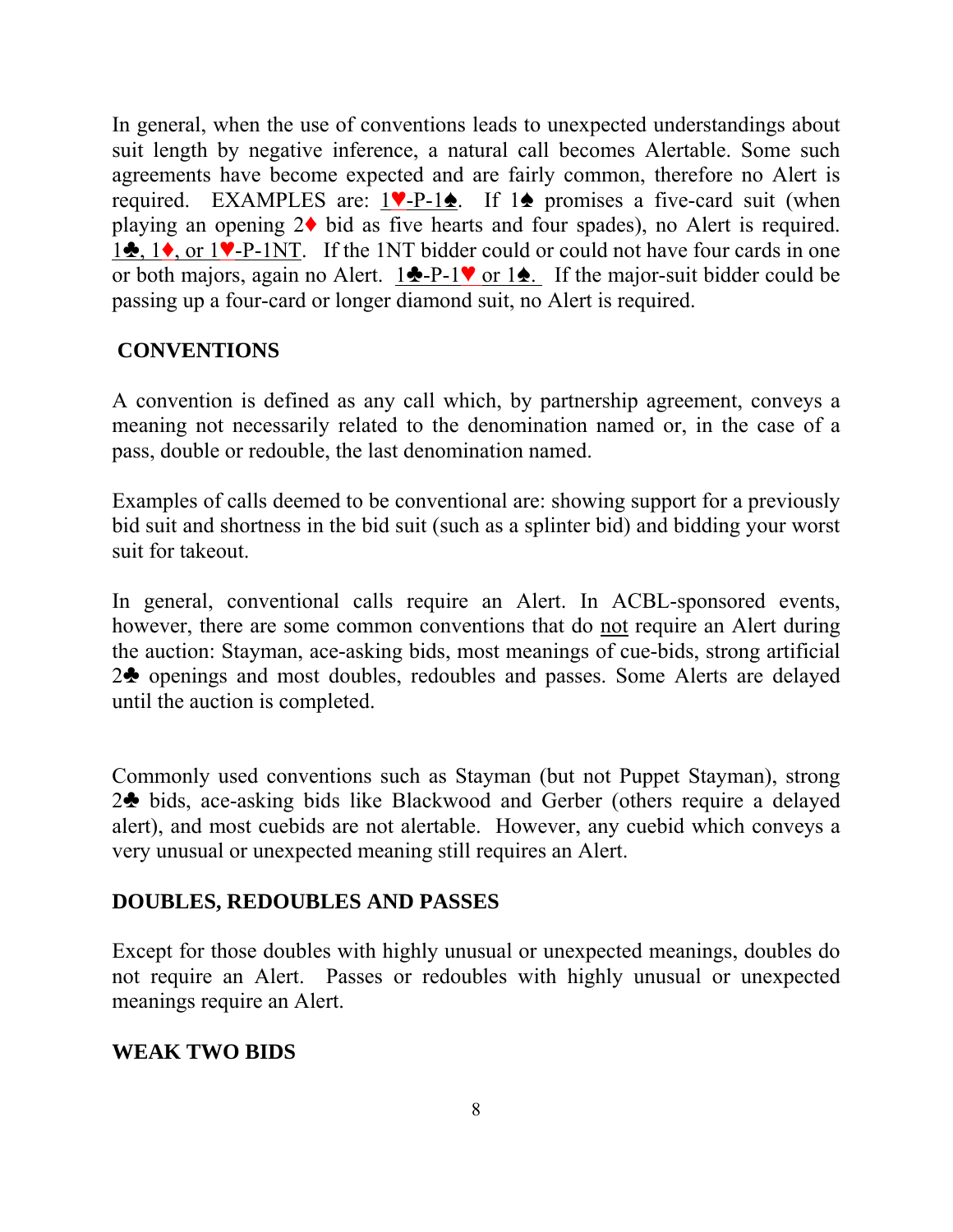In general, when the use of conventions leads to unexpected understandings about suit length by negative inference, a natural call becomes Alertable. Some such agreements have become expected and are fairly common, therefore no Alert is required. EXAMPLES are: <u>1♥-P-1♠</u>. If 1♠ promises a five-card suit (when playing an opening 2♦ bid as five hearts and four spades), no Alert is required. <u>1♣, 1♦, or 1♥-P-1NT</u>. If the 1NT bidder could or could not have four cards in one or both majors, again no Alert. <u>1♣-P-1♥ or 1♠.</u> If the major-suit bidder could be passing up a four-card or longer diamond suit, no Alert is required.

## CONVENTIONS

A convention is defined as any call which, by partnership agreement, conveys a meaning not necessarily related to the denomination named or, in the case of a pass, double or redouble, the last denomination named.

Examples of calls deemed to be conventional are: showing support for a previously bid suit and shortness in the bid suit (such as a splinter bid) and bidding your worst suit for takeout.

In general, conventional calls require an Alert. In ACBL-sponsored events, however, there are some common conventions that do <u>not</u> require an Alert during the auction: Stayman, ace-asking bids, most meanings of cue-bids, strong artificial 2♣ openings and most doubles, redoubles and passes. Some Alerts are delayed until the auction is completed.

Commonly used conventions such as Stayman (but not Puppet Stayman), strong 2♣ bids, ace-asking bids like Blackwood and Gerber (others require a delayed alert), and most cuebids are not alertable. However, any cuebid which conveys a very unusual or unexpected meaning still requires an Alert.

## DOUBLES, REDOUBLES AND PASSES

Except for those doubles with highly unusual or unexpected meanings, doubles do not require an Alert. Passes or redoubles with highly unusual or unexpected meanings require an Alert.

## WEAK TWO BIDS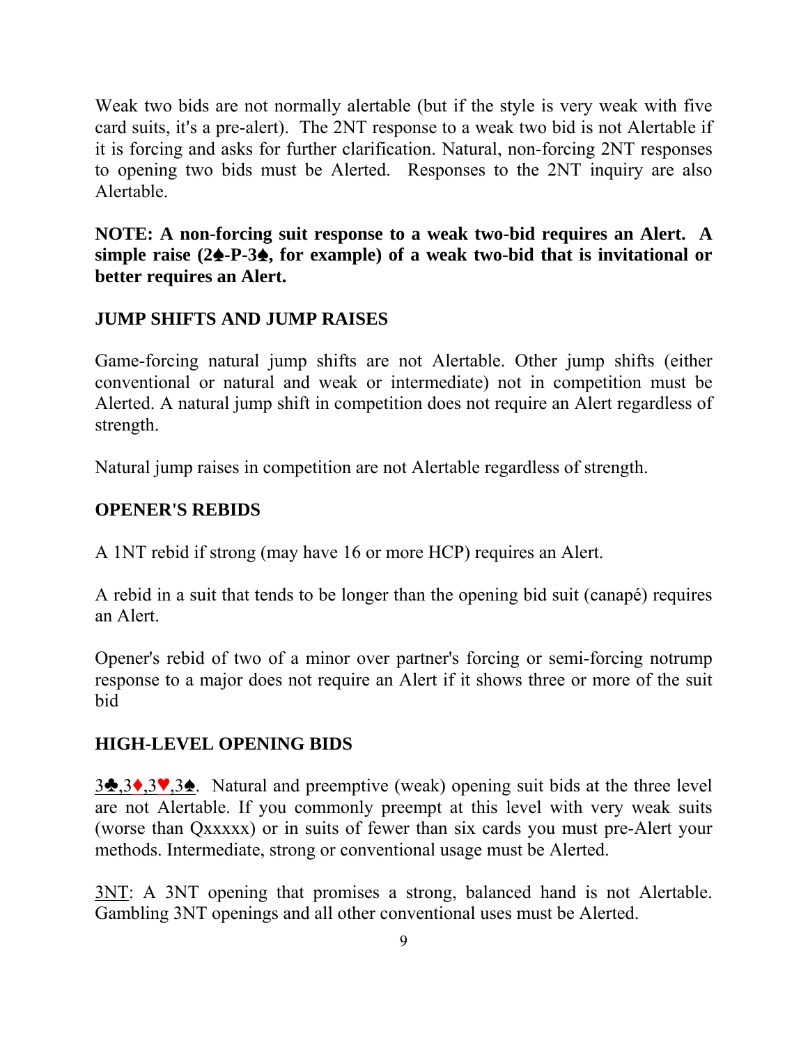Weak two bids are not normally alertable (but if the style is very weak with five card suits, it's a pre-alert). The 2NT response to a weak two bid is not Alertable if it is forcing and asks for further clarification. Natural, non-forcing 2NT responses to opening two bids must be Alerted. Responses to the 2NT inquiry are also Alertable.

**NOTE: A non-forcing suit response to a weak two-bid requires an Alert. A simple raise (2♠-P-3♠, for example) of a weak two-bid that is invitational or better requires an Alert.**

## JUMP SHIFTS AND JUMP RAISES

Game-forcing natural jump shifts are not Alertable. Other jump shifts (either conventional or natural and weak or intermediate) not in competition must be Alerted. A natural jump shift in competition does not require an Alert regardless of strength.

Natural jump raises in competition are not Alertable regardless of strength.

## OPENER'S REBIDS

A 1NT rebid if strong (may have 16 or more HCP) requires an Alert.

A rebid in a suit that tends to be longer than the opening bid suit (canapé) requires an Alert.

Opener's rebid of two of a minor over partner's forcing or semi-forcing notrump response to a major does not require an Alert if it shows three or more of the suit bid

## HIGH-LEVEL OPENING BIDS

3♣,3♦,3♥,3♠. Natural and preemptive (weak) opening suit bids at the three level are not Alertable. If you commonly preempt at this level with very weak suits (worse than Qxxxxx) or in suits of fewer than six cards you must pre-Alert your methods. Intermediate, strong or conventional usage must be Alerted.

3NT: A 3NT opening that promises a strong, balanced hand is not Alertable. Gambling 3NT openings and all other conventional uses must be Alerted.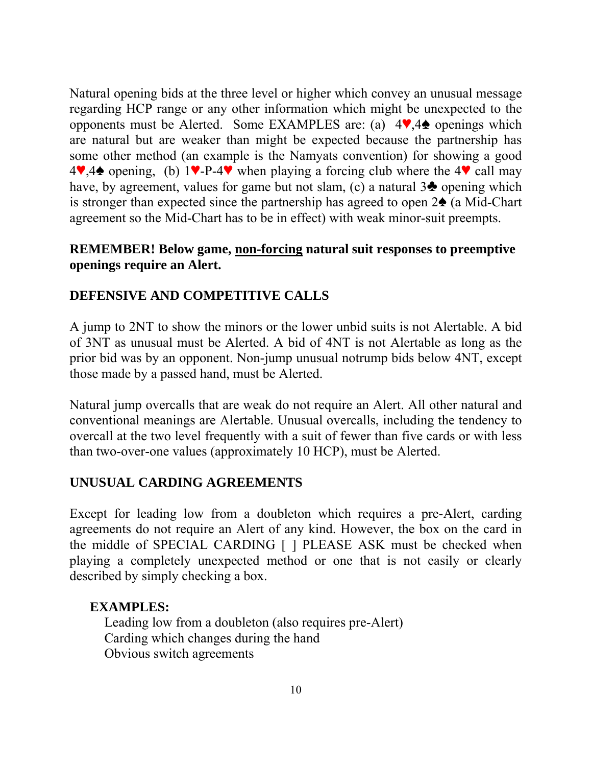Natural opening bids at the three level or higher which convey an unusual message regarding HCP range or any other information which might be unexpected to the opponents must be Alerted. Some EXAMPLES are: (a) 4♥,4♠ openings which are natural but are weaker than might be expected because the partnership has some other method (an example is the Namyats convention) for showing a good 4♥,4♠ opening, (b) 1♥-P-4♥ when playing a forcing club where the 4♥ call may have, by agreement, values for game but not slam, (c) a natural 3♣ opening which is stronger than expected since the partnership has agreed to open 2♠ (a Mid-Chart agreement so the Mid-Chart has to be in effect) with weak minor-suit preempts.

**REMEMBER! Below game, <u>non-forcing</u> natural suit responses to preemptive openings require an Alert.**

## DEFENSIVE AND COMPETITIVE CALLS

A jump to 2NT to show the minors or the lower unbid suits is not Alertable. A bid of 3NT as unusual must be Alerted. A bid of 4NT is not Alertable as long as the prior bid was by an opponent. Non-jump unusual notrump bids below 4NT, except those made by a passed hand, must be Alerted.

Natural jump overcalls that are weak do not require an Alert. All other natural and conventional meanings are Alertable. Unusual overcalls, including the tendency to overcall at the two level frequently with a suit of fewer than five cards or with less than two-over-one values (approximately 10 HCP), must be Alerted.

## UNUSUAL CARDING AGREEMENTS

Except for leading low from a doubleton which requires a pre-Alert, carding agreements do not require an Alert of any kind. However, the box on the card in the middle of SPECIAL CARDING [ ] PLEASE ASK must be checked when playing a completely unexpected method or one that is not easily or clearly described by simply checking a box.

**EXAMPLES:**

- Leading low from a doubleton (also requires pre-Alert)
- Carding which changes during the hand
- Obvious switch agreements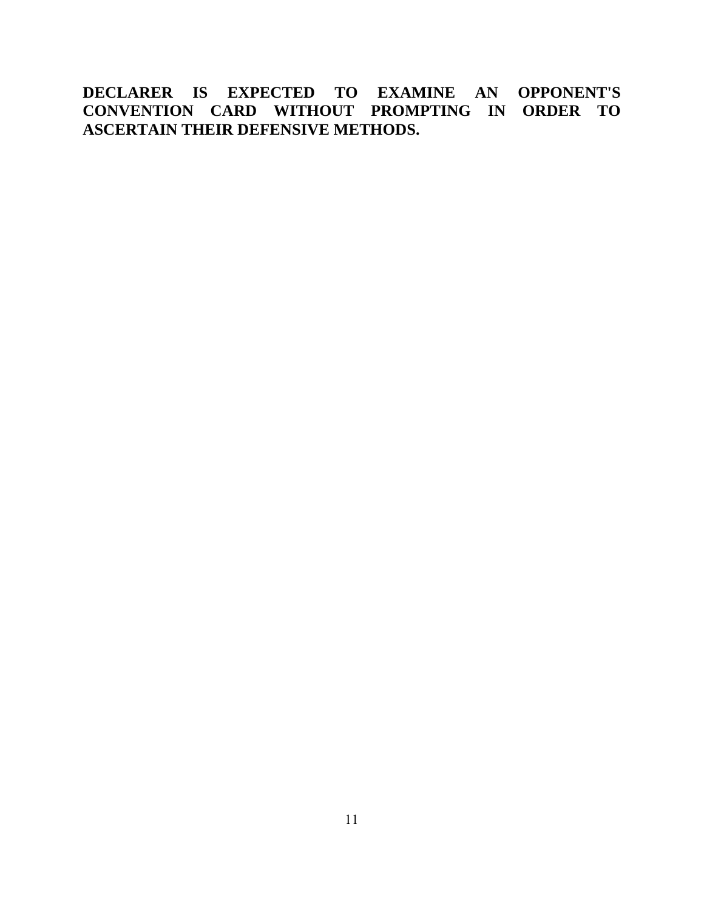**DECLARER IS EXPECTED TO EXAMINE AN OPPONENT'S CONVENTION CARD WITHOUT PROMPTING IN ORDER TO ASCERTAIN THEIR DEFENSIVE METHODS.**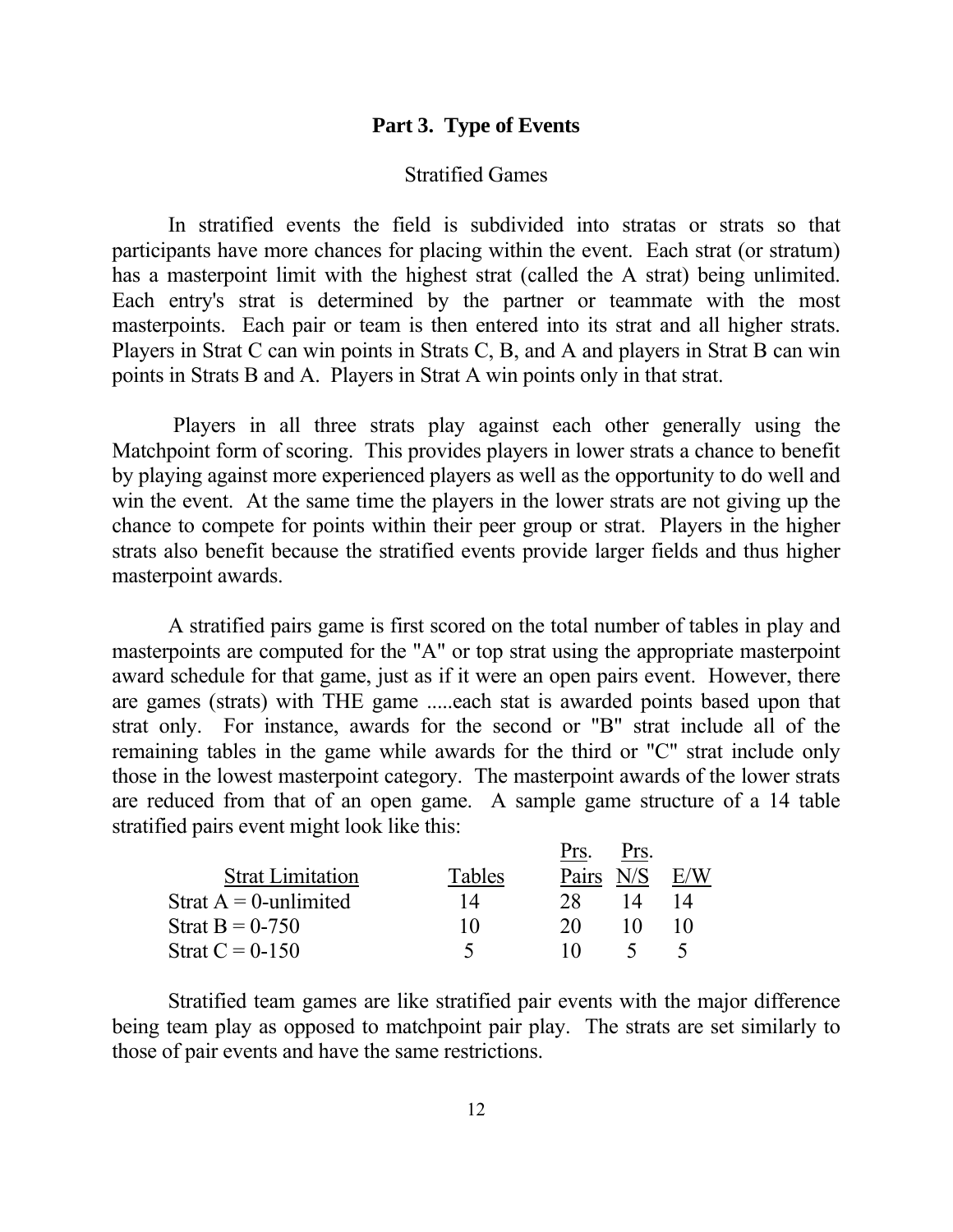## Part 3. Type of Events

### Stratified Games

In stratified events the field is subdivided into stratas or strats so that participants have more chances for placing within the event. Each strat (or stratum) has a masterpoint limit with the highest strat (called the A strat) being unlimited. Each entry's strat is determined by the partner or teammate with the most masterpoints. Each pair or team is then entered into its strat and all higher strats. Players in Strat C can win points in Strats C, B, and A and players in Strat B can win points in Strats B and A. Players in Strat A win points only in that strat.

Players in all three strats play against each other generally using the Matchpoint form of scoring. This provides players in lower strats a chance to benefit by playing against more experienced players as well as the opportunity to do well and win the event. At the same time the players in the lower strats are not giving up the chance to compete for points within their peer group or strat. Players in the higher strats also benefit because the stratified events provide larger fields and thus higher masterpoint awards.

A stratified pairs game is first scored on the total number of tables in play and masterpoints are computed for the "A" or top strat using the appropriate masterpoint award schedule for that game, just as if it were an open pairs event. However, there are games (strats) with THE game .....each stat is awarded points based upon that strat only. For instance, awards for the second or "B" strat include all of the remaining tables in the game while awards for the third or "C" strat include only those in the lowest masterpoint category. The masterpoint awards of the lower strats are reduced from that of an open game. A sample game structure of a 14 table stratified pairs event might look like this:

| Strat Limitation | Tables | Prs. Pairs | Prs. N/S | E/W |
|---|---|---|---|---|
| Strat A = 0-unlimited | 14 | 28 | 14 | 14 |
| Strat B = 0-750 | 10 | 20 | 10 | 10 |
| Strat C = 0-150 | 5 | 10 | 5 | 5 |

Stratified team games are like stratified pair events with the major difference being team play as opposed to matchpoint pair play. The strats are set similarly to those of pair events and have the same restrictions.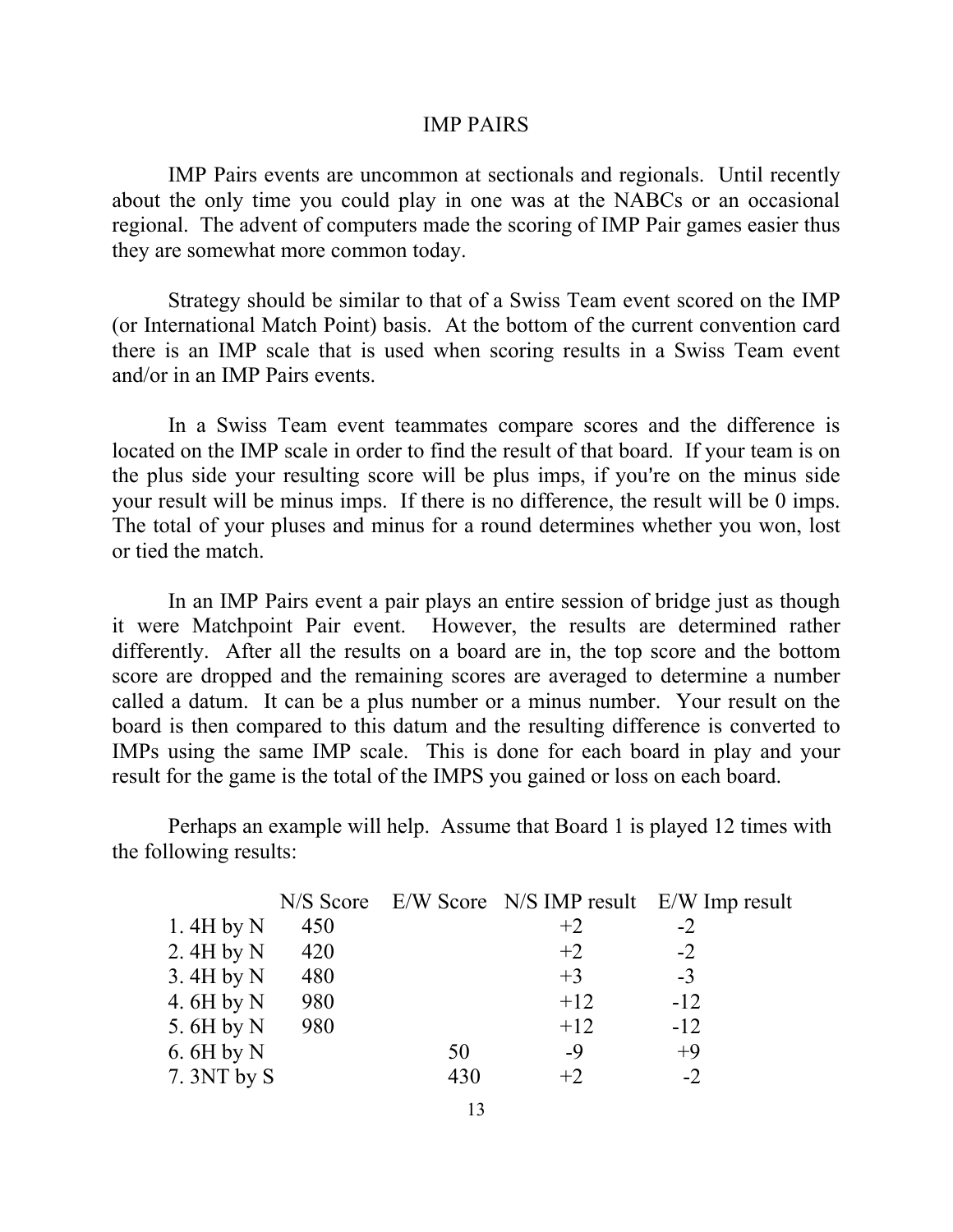# IMP PAIRS

IMP Pairs events are uncommon at sectionals and regionals. Until recently about the only time you could play in one was at the NABCs or an occasional regional. The advent of computers made the scoring of IMP Pair games easier thus they are somewhat more common today.

Strategy should be similar to that of a Swiss Team event scored on the IMP (or International Match Point) basis. At the bottom of the current convention card there is an IMP scale that is used when scoring results in a Swiss Team event and/or in an IMP Pairs events.

In a Swiss Team event teammates compare scores and the difference is located on the IMP scale in order to find the result of that board. If your team is on the plus side your resulting score will be plus imps, if you're on the minus side your result will be minus imps. If there is no difference, the result will be 0 imps. The total of your pluses and minus for a round determines whether you won, lost or tied the match.

In an IMP Pairs event a pair plays an entire session of bridge just as though it were Matchpoint Pair event. However, the results are determined rather differently. After all the results on a board are in, the top score and the bottom score are dropped and the remaining scores are averaged to determine a number called a datum. It can be a plus number or a minus number. Your result on the board is then compared to this datum and the resulting difference is converted to IMPs using the same IMP scale. This is done for each board in play and your result for the game is the total of the IMPS you gained or loss on each board.

Perhaps an example will help. Assume that Board 1 is played 12 times with the following results:

| | N/S Score | E/W Score | N/S IMP result | E/W Imp result |
|---|---|---|---|---|
| 1. 4H by N | 450 | | +2 | -2 |
| 2. 4H by N | 420 | | +2 | -2 |
| 3. 4H by N | 480 | | +3 | -3 |
| 4. 6H by N | 980 | | +12 | -12 |
| 5. 6H by N | 980 | | +12 | -12 |
| 6. 6H by N | | 50 | -9 | +9 |
| 7. 3NT by S | | 430 | +2 | -2 |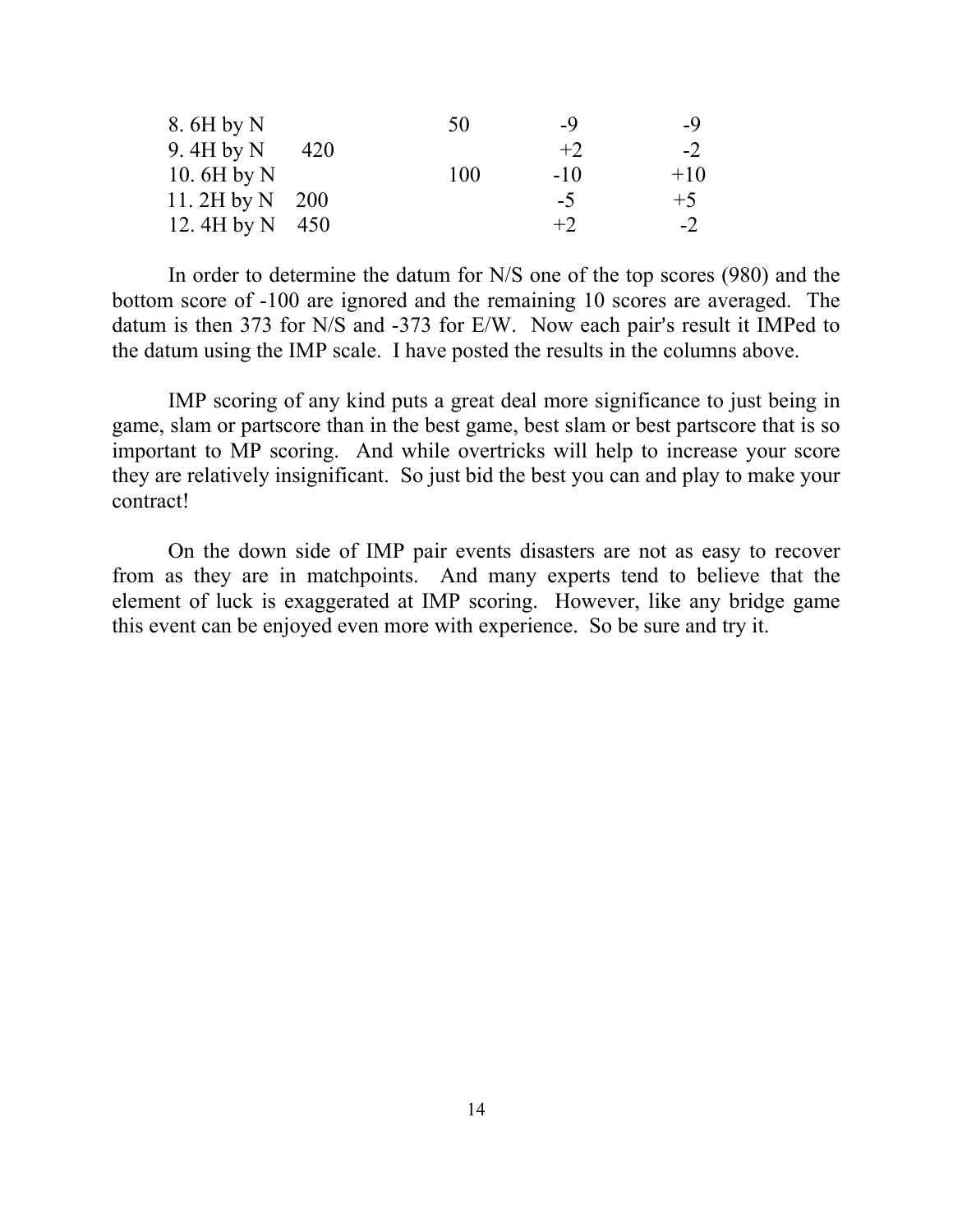| | | | | |
|---|---|---|---|---|
| 8. 6H by N | | 50 | -9 | -9 |
| 9. 4H by N | 420 | | +2 | -2 |
| 10. 6H by N | | 100 | -10 | +10 |
| 11. 2H by N | 200 | | -5 | +5 |
| 12. 4H by N | 450 | | +2 | -2 |

In order to determine the datum for N/S one of the top scores (980) and the bottom score of -100 are ignored and the remaining 10 scores are averaged. The datum is then 373 for N/S and -373 for E/W. Now each pair's result it IMPed to the datum using the IMP scale. I have posted the results in the columns above.

IMP scoring of any kind puts a great deal more significance to just being in game, slam or partscore than in the best game, best slam or best partscore that is so important to MP scoring. And while overtricks will help to increase your score they are relatively insignificant. So just bid the best you can and play to make your contract!

On the down side of IMP pair events disasters are not as easy to recover from as they are in matchpoints. And many experts tend to believe that the element of luck is exaggerated at IMP scoring. However, like any bridge game this event can be enjoyed even more with experience. So be sure and try it.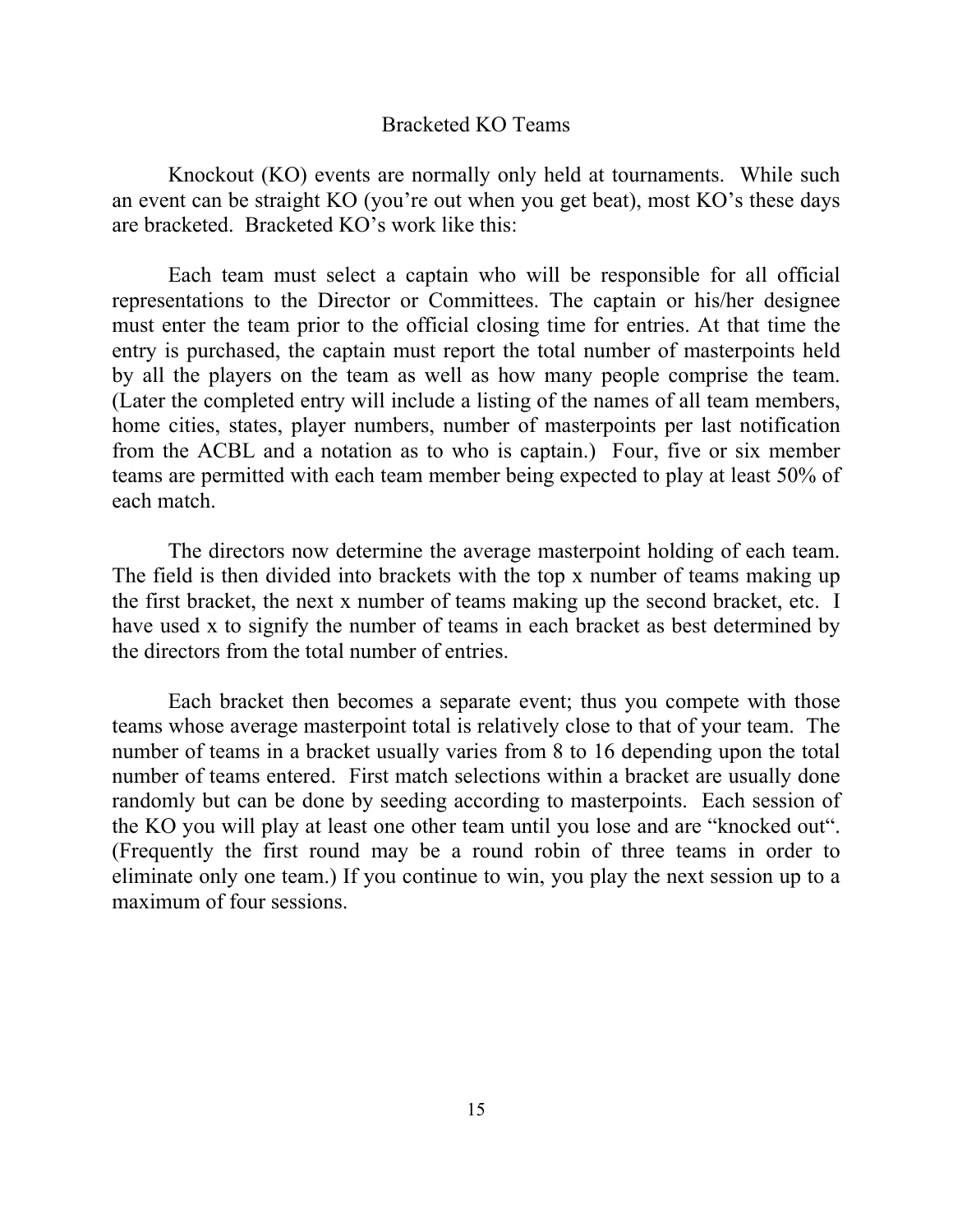## Bracketed KO Teams

Knockout (KO) events are normally only held at tournaments. While such an event can be straight KO (you're out when you get beat), most KO's these days are bracketed. Bracketed KO's work like this:

Each team must select a captain who will be responsible for all official representations to the Director or Committees. The captain or his/her designee must enter the team prior to the official closing time for entries. At that time the entry is purchased, the captain must report the total number of masterpoints held by all the players on the team as well as how many people comprise the team. (Later the completed entry will include a listing of the names of all team members, home cities, states, player numbers, number of masterpoints per last notification from the ACBL and a notation as to who is captain.) Four, five or six member teams are permitted with each team member being expected to play at least 50% of each match.

The directors now determine the average masterpoint holding of each team. The field is then divided into brackets with the top x number of teams making up the first bracket, the next x number of teams making up the second bracket, etc. I have used x to signify the number of teams in each bracket as best determined by the directors from the total number of entries.

Each bracket then becomes a separate event; thus you compete with those teams whose average masterpoint total is relatively close to that of your team. The number of teams in a bracket usually varies from 8 to 16 depending upon the total number of teams entered. First match selections within a bracket are usually done randomly but can be done by seeding according to masterpoints. Each session of the KO you will play at least one other team until you lose and are "knocked out". (Frequently the first round may be a round robin of three teams in order to eliminate only one team.) If you continue to win, you play the next session up to a maximum of four sessions.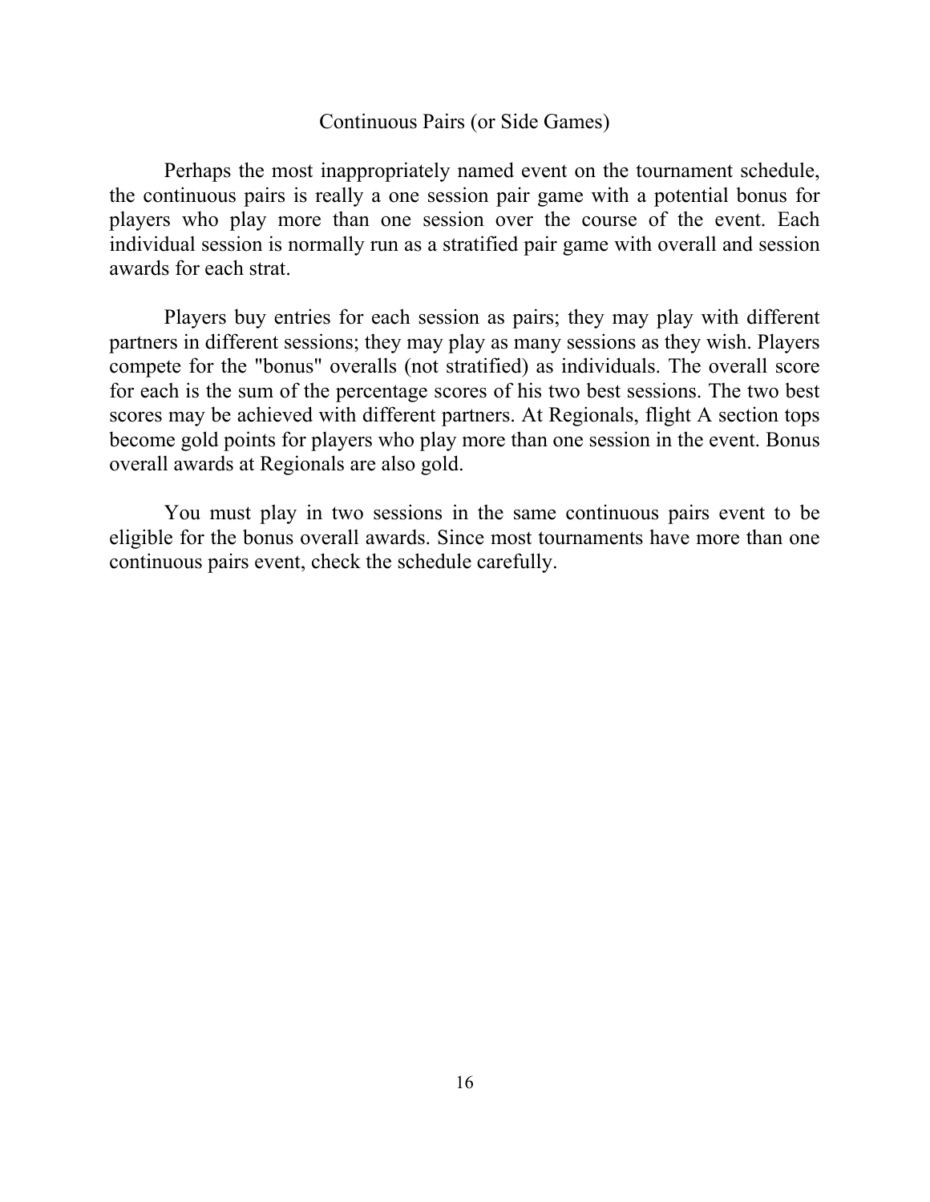## Continuous Pairs (or Side Games)

Perhaps the most inappropriately named event on the tournament schedule, the continuous pairs is really a one session pair game with a potential bonus for players who play more than one session over the course of the event. Each individual session is normally run as a stratified pair game with overall and session awards for each strat.

Players buy entries for each session as pairs; they may play with different partners in different sessions; they may play as many sessions as they wish. Players compete for the "bonus" overalls (not stratified) as individuals. The overall score for each is the sum of the percentage scores of his two best sessions. The two best scores may be achieved with different partners. At Regionals, flight A section tops become gold points for players who play more than one session in the event. Bonus overall awards at Regionals are also gold.

You must play in two sessions in the same continuous pairs event to be eligible for the bonus overall awards. Since most tournaments have more than one continuous pairs event, check the schedule carefully.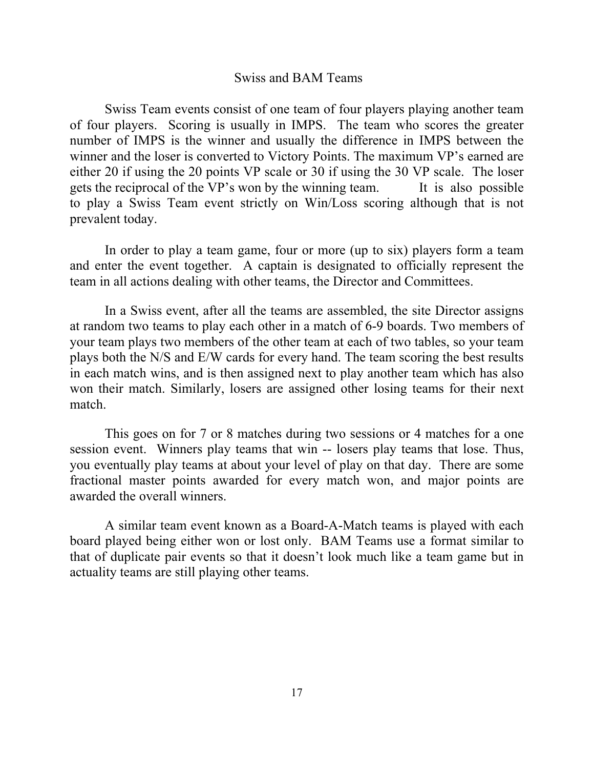## Swiss and BAM Teams

Swiss Team events consist of one team of four players playing another team of four players. Scoring is usually in IMPS. The team who scores the greater number of IMPS is the winner and usually the difference in IMPS between the winner and the loser is converted to Victory Points. The maximum VP's earned are either 20 if using the 20 points VP scale or 30 if using the 30 VP scale. The loser gets the reciprocal of the VP's won by the winning team. It is also possible to play a Swiss Team event strictly on Win/Loss scoring although that is not prevalent today.

In order to play a team game, four or more (up to six) players form a team and enter the event together. A captain is designated to officially represent the team in all actions dealing with other teams, the Director and Committees.

In a Swiss event, after all the teams are assembled, the site Director assigns at random two teams to play each other in a match of 6-9 boards. Two members of your team plays two members of the other team at each of two tables, so your team plays both the N/S and E/W cards for every hand. The team scoring the best results in each match wins, and is then assigned next to play another team which has also won their match. Similarly, losers are assigned other losing teams for their next match.

This goes on for 7 or 8 matches during two sessions or 4 matches for a one session event. Winners play teams that win -- losers play teams that lose. Thus, you eventually play teams at about your level of play on that day. There are some fractional master points awarded for every match won, and major points are awarded the overall winners.

A similar team event known as a Board-A-Match teams is played with each board played being either won or lost only. BAM Teams use a format similar to that of duplicate pair events so that it doesn't look much like a team game but in actuality teams are still playing other teams.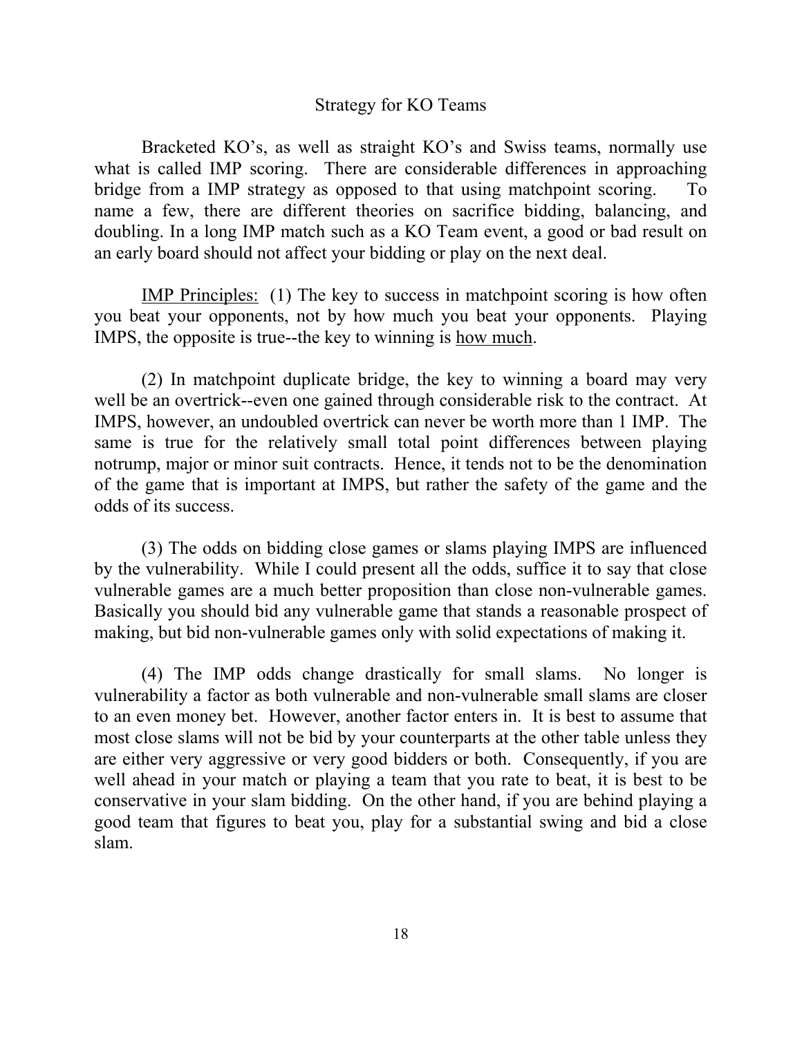## Strategy for KO Teams

Bracketed KO's, as well as straight KO's and Swiss teams, normally use what is called IMP scoring. There are considerable differences in approaching bridge from a IMP strategy as opposed to that using matchpoint scoring. To name a few, there are different theories on sacrifice bidding, balancing, and doubling. In a long IMP match such as a KO Team event, a good or bad result on an early board should not affect your bidding or play on the next deal.

IMP Principles: (1) The key to success in matchpoint scoring is how often you beat your opponents, not by how much you beat your opponents. Playing IMPS, the opposite is true--the key to winning is how much.

(2) In matchpoint duplicate bridge, the key to winning a board may very well be an overtrick--even one gained through considerable risk to the contract. At IMPS, however, an undoubled overtrick can never be worth more than 1 IMP. The same is true for the relatively small total point differences between playing notrump, major or minor suit contracts. Hence, it tends not to be the denomination of the game that is important at IMPS, but rather the safety of the game and the odds of its success.

(3) The odds on bidding close games or slams playing IMPS are influenced by the vulnerability. While I could present all the odds, suffice it to say that close vulnerable games are a much better proposition than close non-vulnerable games. Basically you should bid any vulnerable game that stands a reasonable prospect of making, but bid non-vulnerable games only with solid expectations of making it.

(4) The IMP odds change drastically for small slams. No longer is vulnerability a factor as both vulnerable and non-vulnerable small slams are closer to an even money bet. However, another factor enters in. It is best to assume that most close slams will not be bid by your counterparts at the other table unless they are either very aggressive or very good bidders or both. Consequently, if you are well ahead in your match or playing a team that you rate to beat, it is best to be conservative in your slam bidding. On the other hand, if you are behind playing a good team that figures to beat you, play for a substantial swing and bid a close slam.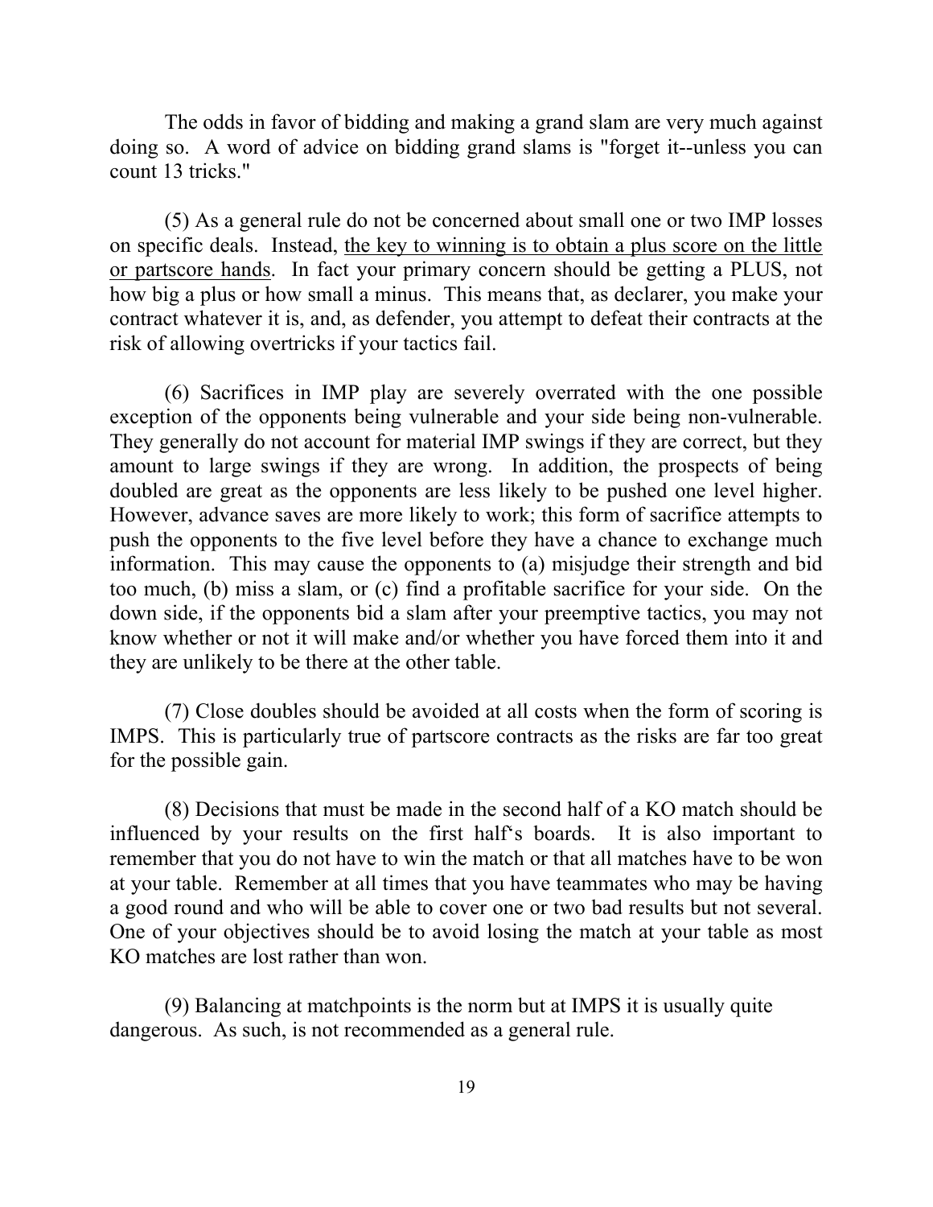The odds in favor of bidding and making a grand slam are very much against doing so. A word of advice on bidding grand slams is "forget it--unless you can count 13 tricks."

(5) As a general rule do not be concerned about small one or two IMP losses on specific deals. Instead, <u>the key to winning is to obtain a plus score on the little or partscore hands</u>. In fact your primary concern should be getting a PLUS, not how big a plus or how small a minus. This means that, as declarer, you make your contract whatever it is, and, as defender, you attempt to defeat their contracts at the risk of allowing overtricks if your tactics fail.

(6) Sacrifices in IMP play are severely overrated with the one possible exception of the opponents being vulnerable and your side being non-vulnerable. They generally do not account for material IMP swings if they are correct, but they amount to large swings if they are wrong. In addition, the prospects of being doubled are great as the opponents are less likely to be pushed one level higher. However, advance saves are more likely to work; this form of sacrifice attempts to push the opponents to the five level before they have a chance to exchange much information. This may cause the opponents to (a) misjudge their strength and bid too much, (b) miss a slam, or (c) find a profitable sacrifice for your side. On the down side, if the opponents bid a slam after your preemptive tactics, you may not know whether or not it will make and/or whether you have forced them into it and they are unlikely to be there at the other table.

(7) Close doubles should be avoided at all costs when the form of scoring is IMPS. This is particularly true of partscore contracts as the risks are far too great for the possible gain.

(8) Decisions that must be made in the second half of a KO match should be influenced by your results on the first half's boards. It is also important to remember that you do not have to win the match or that all matches have to be won at your table. Remember at all times that you have teammates who may be having a good round and who will be able to cover one or two bad results but not several. One of your objectives should be to avoid losing the match at your table as most KO matches are lost rather than won.

(9) Balancing at matchpoints is the norm but at IMPS it is usually quite dangerous. As such, is not recommended as a general rule.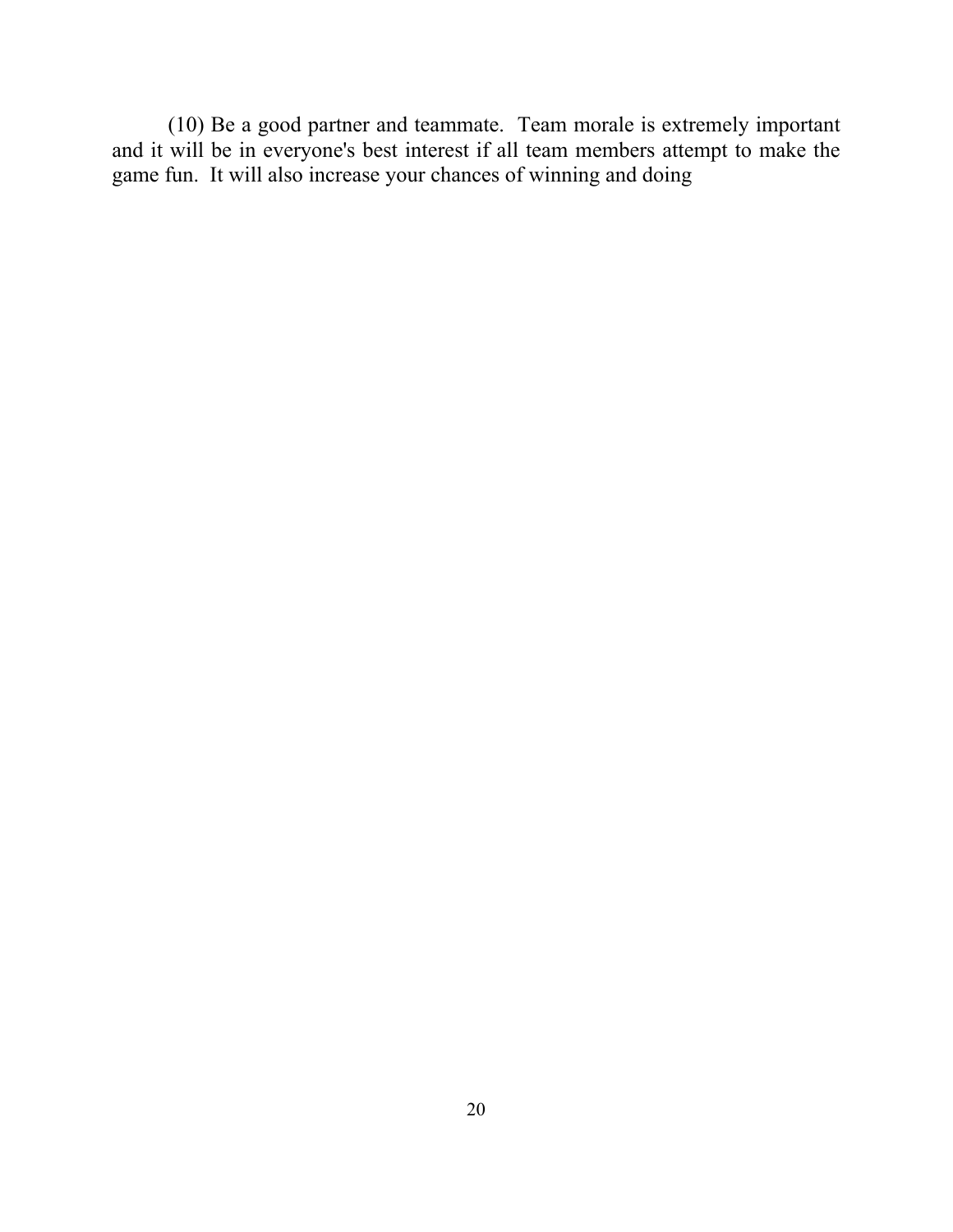(10) Be a good partner and teammate. Team morale is extremely important and it will be in everyone's best interest if all team members attempt to make the game fun. It will also increase your chances of winning and doing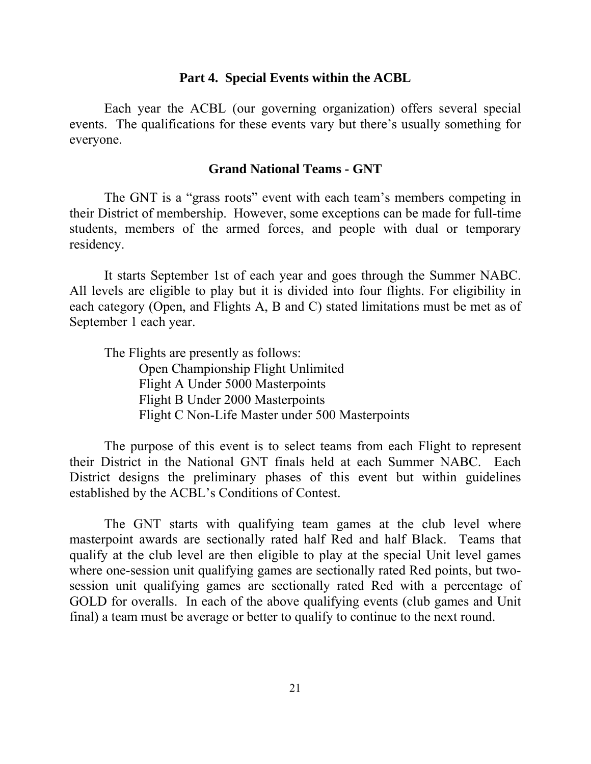## Part 4. Special Events within the ACBL

Each year the ACBL (our governing organization) offers several special events. The qualifications for these events vary but there's usually something for everyone.

### Grand National Teams - GNT

The GNT is a "grass roots" event with each team's members competing in their District of membership. However, some exceptions can be made for full-time students, members of the armed forces, and people with dual or temporary residency.

It starts September 1st of each year and goes through the Summer NABC. All levels are eligible to play but it is divided into four flights. For eligibility in each category (Open, and Flights A, B and C) stated limitations must be met as of September 1 each year.

The Flights are presently as follows:

- Open Championship Flight Unlimited
- Flight A Under 5000 Masterpoints
- Flight B Under 2000 Masterpoints
- Flight C Non-Life Master under 500 Masterpoints

The purpose of this event is to select teams from each Flight to represent their District in the National GNT finals held at each Summer NABC. Each District designs the preliminary phases of this event but within guidelines established by the ACBL's Conditions of Contest.

The GNT starts with qualifying team games at the club level where masterpoint awards are sectionally rated half Red and half Black. Teams that qualify at the club level are then eligible to play at the special Unit level games where one-session unit qualifying games are sectionally rated Red points, but two-session unit qualifying games are sectionally rated Red with a percentage of GOLD for overalls. In each of the above qualifying events (club games and Unit final) a team must be average or better to qualify to continue to the next round.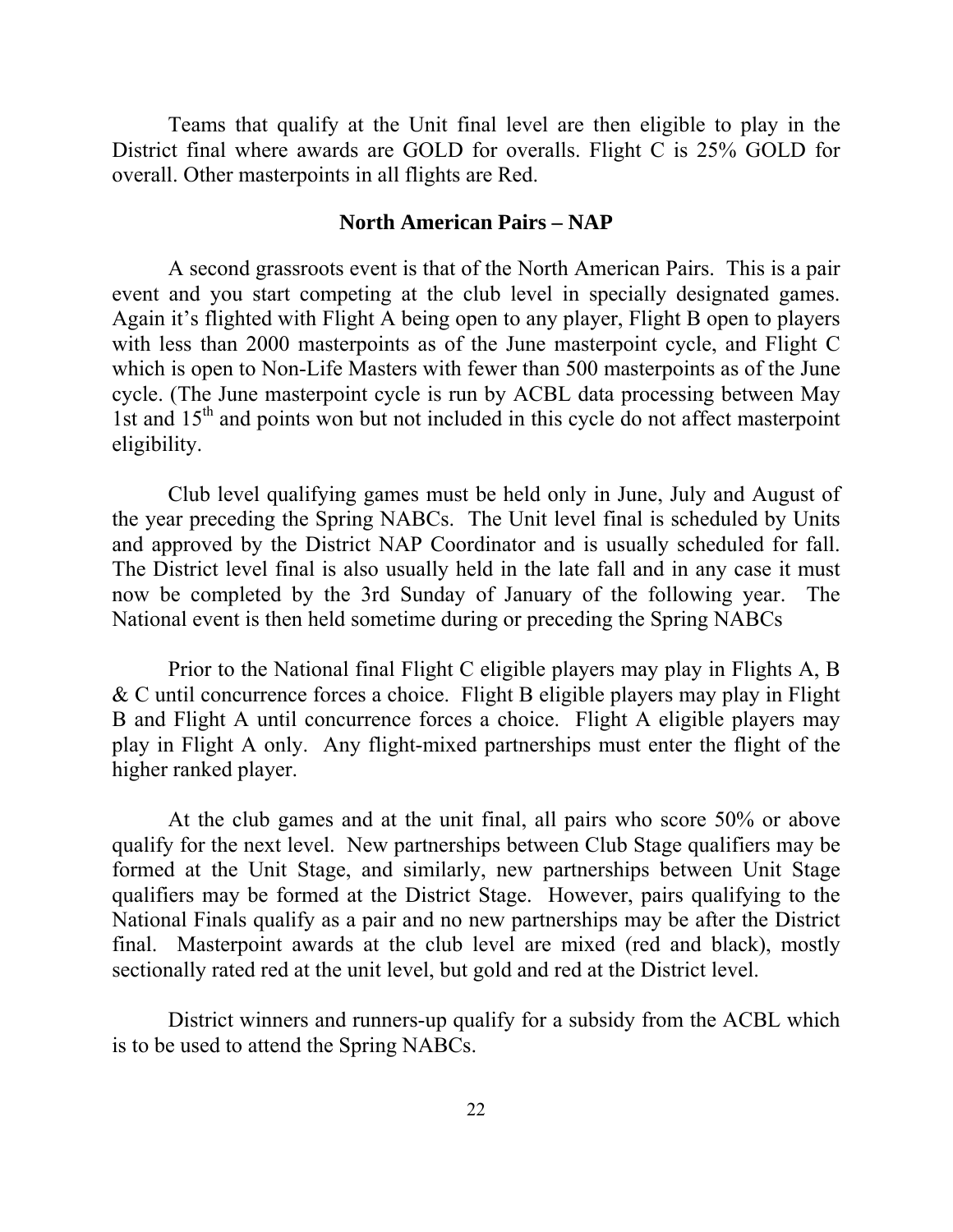Teams that qualify at the Unit final level are then eligible to play in the District final where awards are GOLD for overalls. Flight C is 25% GOLD for overall. Other masterpoints in all flights are Red.

### North American Pairs – NAP

A second grassroots event is that of the North American Pairs. This is a pair event and you start competing at the club level in specially designated games. Again it's flighted with Flight A being open to any player, Flight B open to players with less than 2000 masterpoints as of the June masterpoint cycle, and Flight C which is open to Non-Life Masters with fewer than 500 masterpoints as of the June cycle. (The June masterpoint cycle is run by ACBL data processing between May 1st and 15th and points won but not included in this cycle do not affect masterpoint eligibility.

Club level qualifying games must be held only in June, July and August of the year preceding the Spring NABCs. The Unit level final is scheduled by Units and approved by the District NAP Coordinator and is usually scheduled for fall. The District level final is also usually held in the late fall and in any case it must now be completed by the 3rd Sunday of January of the following year. The National event is then held sometime during or preceding the Spring NABCs

Prior to the National final Flight C eligible players may play in Flights A, B & C until concurrence forces a choice. Flight B eligible players may play in Flight B and Flight A until concurrence forces a choice. Flight A eligible players may play in Flight A only. Any flight-mixed partnerships must enter the flight of the higher ranked player.

At the club games and at the unit final, all pairs who score 50% or above qualify for the next level. New partnerships between Club Stage qualifiers may be formed at the Unit Stage, and similarly, new partnerships between Unit Stage qualifiers may be formed at the District Stage. However, pairs qualifying to the National Finals qualify as a pair and no new partnerships may be after the District final. Masterpoint awards at the club level are mixed (red and black), mostly sectionally rated red at the unit level, but gold and red at the District level.

District winners and runners-up qualify for a subsidy from the ACBL which is to be used to attend the Spring NABCs.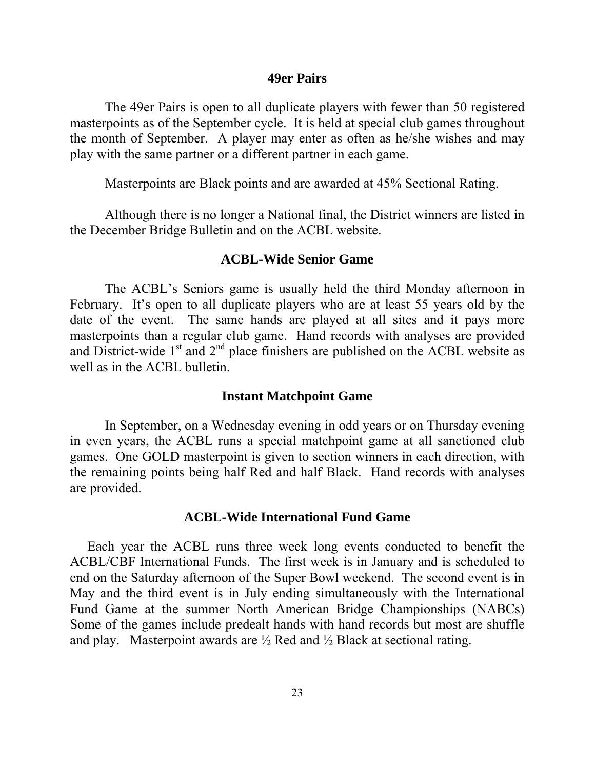## 49er Pairs

The 49er Pairs is open to all duplicate players with fewer than 50 registered masterpoints as of the September cycle. It is held at special club games throughout the month of September. A player may enter as often as he/she wishes and may play with the same partner or a different partner in each game.

Masterpoints are Black points and are awarded at 45% Sectional Rating.

Although there is no longer a National final, the District winners are listed in the December Bridge Bulletin and on the ACBL website.

## ACBL-Wide Senior Game

The ACBL's Seniors game is usually held the third Monday afternoon in February. It's open to all duplicate players who are at least 55 years old by the date of the event. The same hands are played at all sites and it pays more masterpoints than a regular club game. Hand records with analyses are provided and District-wide 1st and 2nd place finishers are published on the ACBL website as well as in the ACBL bulletin.

## Instant Matchpoint Game

In September, on a Wednesday evening in odd years or on Thursday evening in even years, the ACBL runs a special matchpoint game at all sanctioned club games. One GOLD masterpoint is given to section winners in each direction, with the remaining points being half Red and half Black. Hand records with analyses are provided.

## ACBL-Wide International Fund Game

Each year the ACBL runs three week long events conducted to benefit the ACBL/CBF International Funds. The first week is in January and is scheduled to end on the Saturday afternoon of the Super Bowl weekend. The second event is in May and the third event is in July ending simultaneously with the International Fund Game at the summer North American Bridge Championships (NABCs) Some of the games include predealt hands with hand records but most are shuffle and play. Masterpoint awards are ½ Red and ½ Black at sectional rating.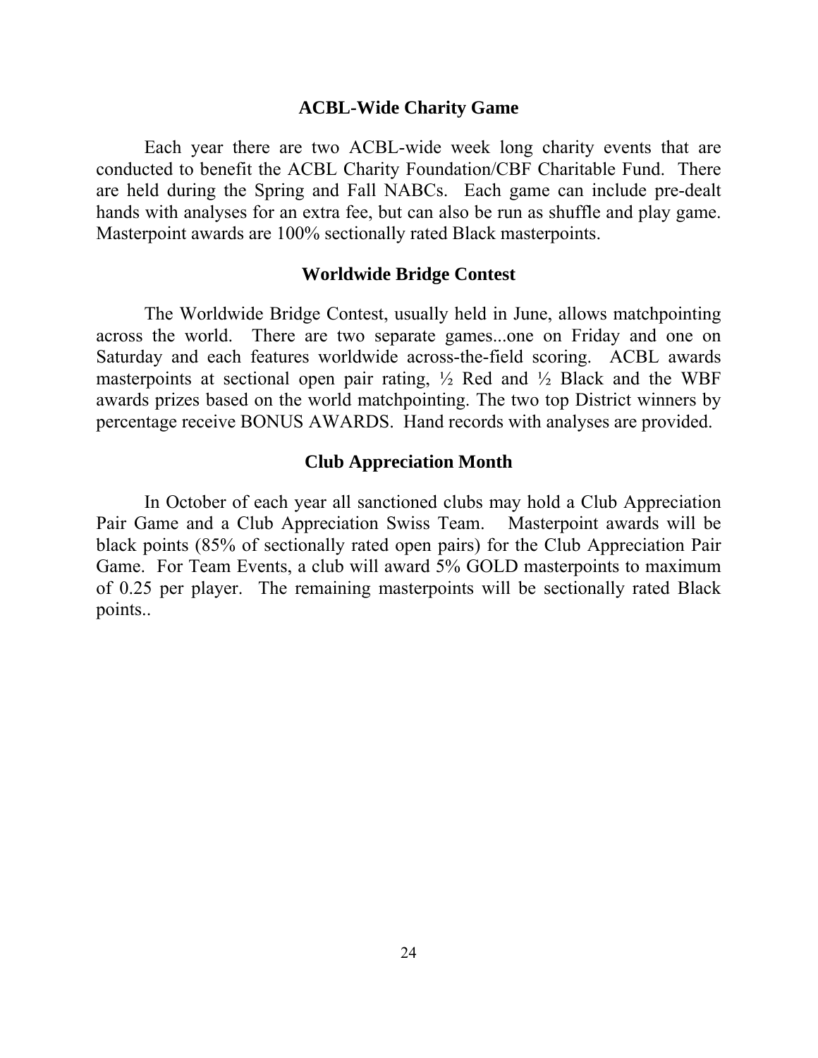## ACBL-Wide Charity Game

Each year there are two ACBL-wide week long charity events that are conducted to benefit the ACBL Charity Foundation/CBF Charitable Fund. There are held during the Spring and Fall NABCs. Each game can include pre-dealt hands with analyses for an extra fee, but can also be run as shuffle and play game. Masterpoint awards are 100% sectionally rated Black masterpoints.

## Worldwide Bridge Contest

The Worldwide Bridge Contest, usually held in June, allows matchpointing across the world. There are two separate games...one on Friday and one on Saturday and each features worldwide across-the-field scoring. ACBL awards masterpoints at sectional open pair rating, ½ Red and ½ Black and the WBF awards prizes based on the world matchpointing. The two top District winners by percentage receive BONUS AWARDS. Hand records with analyses are provided.

## Club Appreciation Month

In October of each year all sanctioned clubs may hold a Club Appreciation Pair Game and a Club Appreciation Swiss Team. Masterpoint awards will be black points (85% of sectionally rated open pairs) for the Club Appreciation Pair Game. For Team Events, a club will award 5% GOLD masterpoints to maximum of 0.25 per player. The remaining masterpoints will be sectionally rated Black points..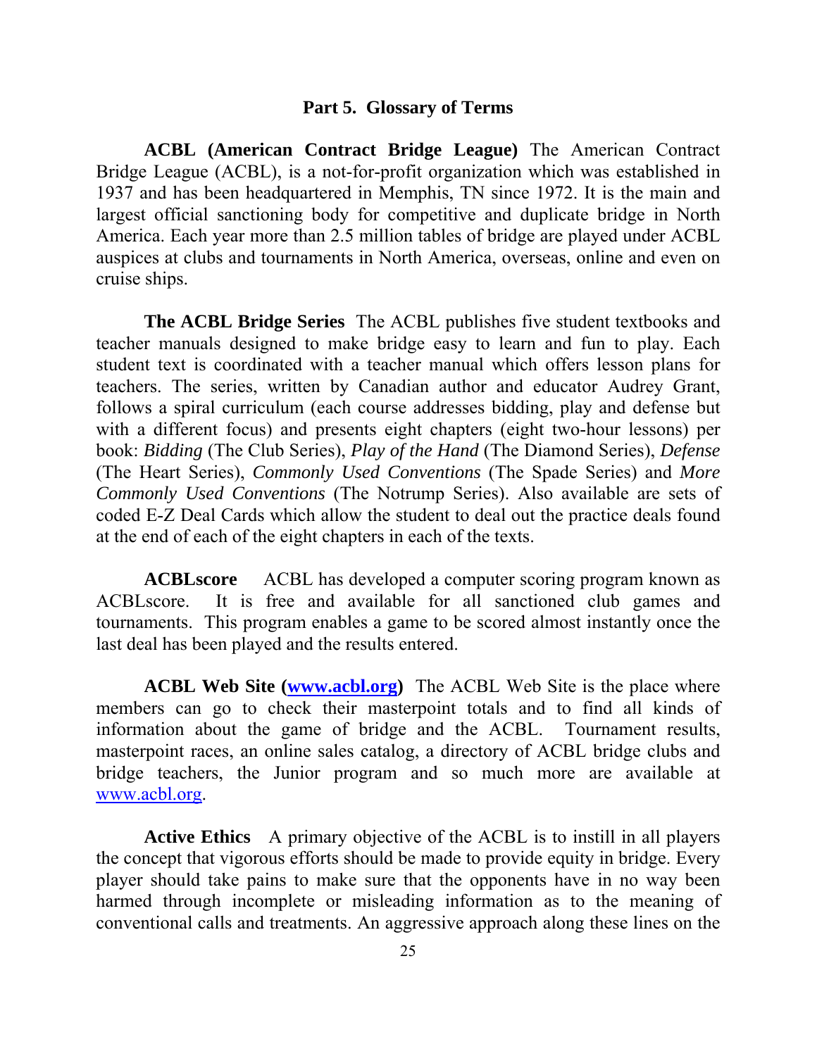## Part 5. Glossary of Terms

**ACBL (American Contract Bridge League)** The American Contract Bridge League (ACBL), is a not-for-profit organization which was established in 1937 and has been headquartered in Memphis, TN since 1972. It is the main and largest official sanctioning body for competitive and duplicate bridge in North America. Each year more than 2.5 million tables of bridge are played under ACBL auspices at clubs and tournaments in North America, overseas, online and even on cruise ships.

**The ACBL Bridge Series** The ACBL publishes five student textbooks and teacher manuals designed to make bridge easy to learn and fun to play. Each student text is coordinated with a teacher manual which offers lesson plans for teachers. The series, written by Canadian author and educator Audrey Grant, follows a spiral curriculum (each course addresses bidding, play and defense but with a different focus) and presents eight chapters (eight two-hour lessons) per book: *Bidding* (The Club Series), *Play of the Hand* (The Diamond Series), *Defense* (The Heart Series), *Commonly Used Conventions* (The Spade Series) and *More Commonly Used Conventions* (The Notrump Series). Also available are sets of coded E-Z Deal Cards which allow the student to deal out the practice deals found at the end of each of the eight chapters in each of the texts.

**ACBLscore** ACBL has developed a computer scoring program known as ACBLscore. It is free and available for all sanctioned club games and tournaments. This program enables a game to be scored almost instantly once the last deal has been played and the results entered.

**ACBL Web Site ([www.acbl.org](http://www.acbl.org))** The ACBL Web Site is the place where members can go to check their masterpoint totals and to find all kinds of information about the game of bridge and the ACBL. Tournament results, masterpoint races, an online sales catalog, a directory of ACBL bridge clubs and bridge teachers, the Junior program and so much more are available at [www.acbl.org](http://www.acbl.org).

**Active Ethics** A primary objective of the ACBL is to instill in all players the concept that vigorous efforts should be made to provide equity in bridge. Every player should take pains to make sure that the opponents have in no way been harmed through incomplete or misleading information as to the meaning of conventional calls and treatments. An aggressive approach along these lines on the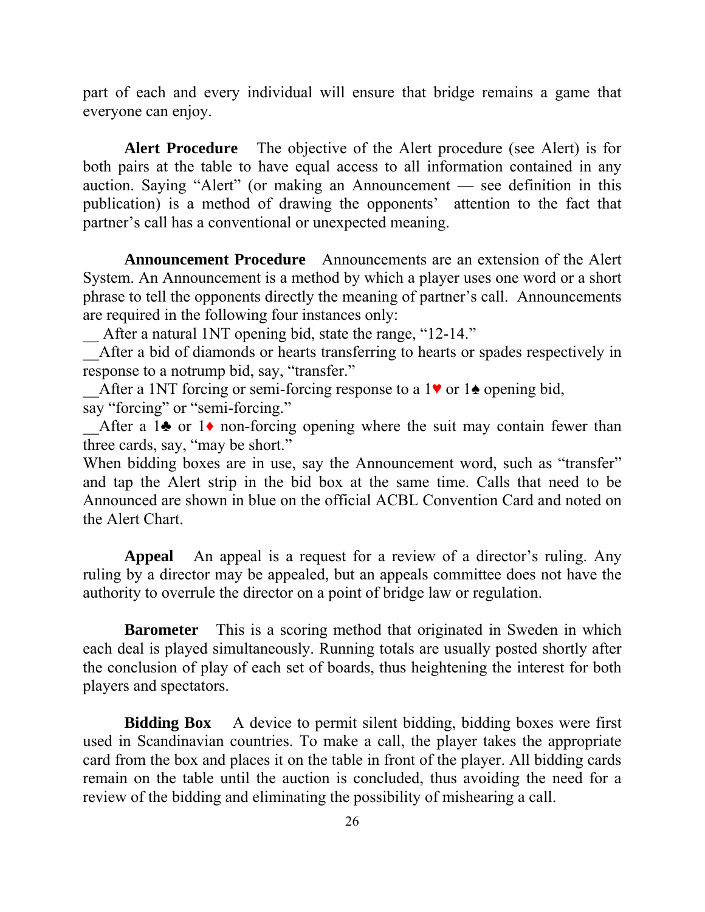part of each and every individual will ensure that bridge remains a game that everyone can enjoy.

**Alert Procedure** The objective of the Alert procedure (see Alert) is for both pairs at the table to have equal access to all information contained in any auction. Saying "Alert" (or making an Announcement — see definition in this publication) is a method of drawing the opponents' attention to the fact that partner's call has a conventional or unexpected meaning.

**Announcement Procedure** Announcements are an extension of the Alert System. An Announcement is a method by which a player uses one word or a short phrase to tell the opponents directly the meaning of partner's call. Announcements are required in the following four instances only:

__ After a natural 1NT opening bid, state the range, "12-14."

__After a bid of diamonds or hearts transferring to hearts or spades respectively in response to a notrump bid, say, "transfer."

__After a 1NT forcing or semi-forcing response to a 1♥ or 1♠ opening bid, say "forcing" or "semi-forcing."

__After a 1♣ or 1♦ non-forcing opening where the suit may contain fewer than three cards, say, "may be short."

When bidding boxes are in use, say the Announcement word, such as "transfer" and tap the Alert strip in the bid box at the same time. Calls that need to be Announced are shown in blue on the official ACBL Convention Card and noted on the Alert Chart.

**Appeal** An appeal is a request for a review of a director's ruling. Any ruling by a director may be appealed, but an appeals committee does not have the authority to overrule the director on a point of bridge law or regulation.

**Barometer** This is a scoring method that originated in Sweden in which each deal is played simultaneously. Running totals are usually posted shortly after the conclusion of play of each set of boards, thus heightening the interest for both players and spectators.

**Bidding Box** A device to permit silent bidding, bidding boxes were first used in Scandinavian countries. To make a call, the player takes the appropriate card from the box and places it on the table in front of the player. All bidding cards remain on the table until the auction is concluded, thus avoiding the need for a review of the bidding and eliminating the possibility of mishearing a call.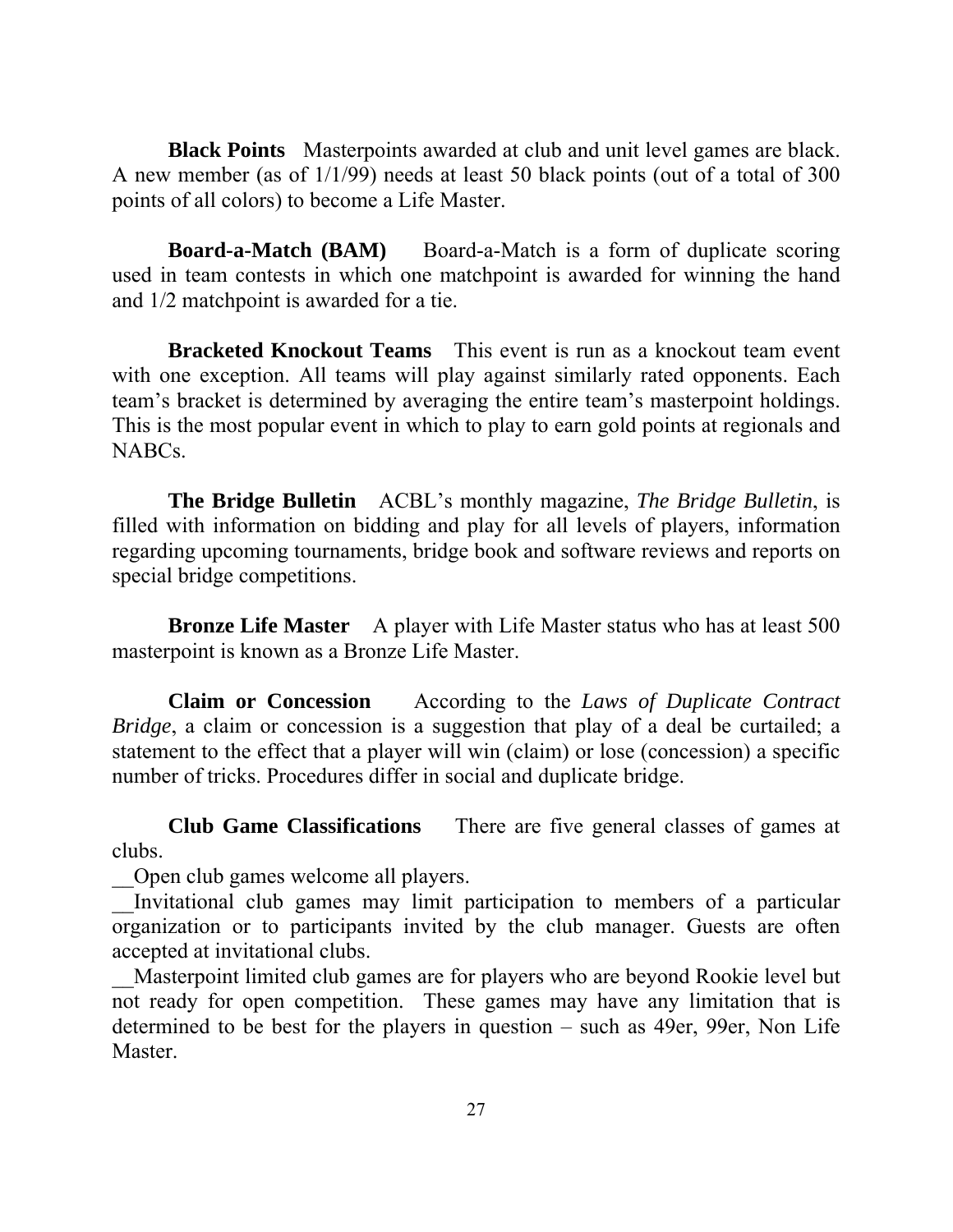**Black Points** Masterpoints awarded at club and unit level games are black. A new member (as of 1/1/99) needs at least 50 black points (out of a total of 300 points of all colors) to become a Life Master.

**Board-a-Match (BAM)** Board-a-Match is a form of duplicate scoring used in team contests in which one matchpoint is awarded for winning the hand and 1/2 matchpoint is awarded for a tie.

**Bracketed Knockout Teams** This event is run as a knockout team event with one exception. All teams will play against similarly rated opponents. Each team's bracket is determined by averaging the entire team's masterpoint holdings. This is the most popular event in which to play to earn gold points at regionals and NABCs.

**The Bridge Bulletin** ACBL's monthly magazine, *The Bridge Bulletin*, is filled with information on bidding and play for all levels of players, information regarding upcoming tournaments, bridge book and software reviews and reports on special bridge competitions.

**Bronze Life Master** A player with Life Master status who has at least 500 masterpoint is known as a Bronze Life Master.

**Claim or Concession** According to the *Laws of Duplicate Contract Bridge*, a claim or concession is a suggestion that play of a deal be curtailed; a statement to the effect that a player will win (claim) or lose (concession) a specific number of tricks. Procedures differ in social and duplicate bridge.

**Club Game Classifications** There are five general classes of games at clubs.

__Open club games welcome all players.

__Invitational club games may limit participation to members of a particular organization or to participants invited by the club manager. Guests are often accepted at invitational clubs.

__Masterpoint limited club games are for players who are beyond Rookie level but not ready for open competition. These games may have any limitation that is determined to be best for the players in question – such as 49er, 99er, Non Life Master.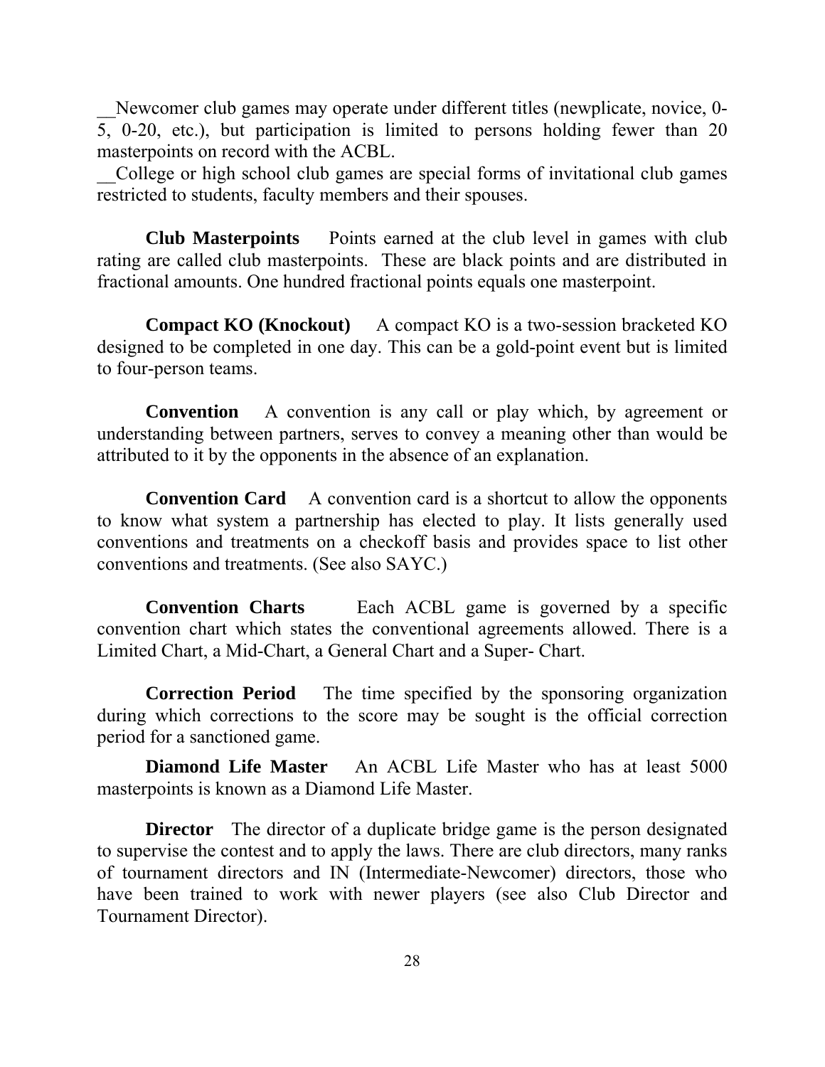__Newcomer club games may operate under different titles (newplicate, novice, 0-5, 0-20, etc.), but participation is limited to persons holding fewer than 20 masterpoints on record with the ACBL.

__College or high school club games are special forms of invitational club games restricted to students, faculty members and their spouses.

**Club Masterpoints** Points earned at the club level in games with club rating are called club masterpoints. These are black points and are distributed in fractional amounts. One hundred fractional points equals one masterpoint.

**Compact KO (Knockout)** A compact KO is a two-session bracketed KO designed to be completed in one day. This can be a gold-point event but is limited to four-person teams.

**Convention** A convention is any call or play which, by agreement or understanding between partners, serves to convey a meaning other than would be attributed to it by the opponents in the absence of an explanation.

**Convention Card** A convention card is a shortcut to allow the opponents to know what system a partnership has elected to play. It lists generally used conventions and treatments on a checkoff basis and provides space to list other conventions and treatments. (See also SAYC.)

**Convention Charts** Each ACBL game is governed by a specific convention chart which states the conventional agreements allowed. There is a Limited Chart, a Mid-Chart, a General Chart and a Super- Chart.

**Correction Period** The time specified by the sponsoring organization during which corrections to the score may be sought is the official correction period for a sanctioned game.

**Diamond Life Master** An ACBL Life Master who has at least 5000 masterpoints is known as a Diamond Life Master.

**Director** The director of a duplicate bridge game is the person designated to supervise the contest and to apply the laws. There are club directors, many ranks of tournament directors and IN (Intermediate-Newcomer) directors, those who have been trained to work with newer players (see also Club Director and Tournament Director).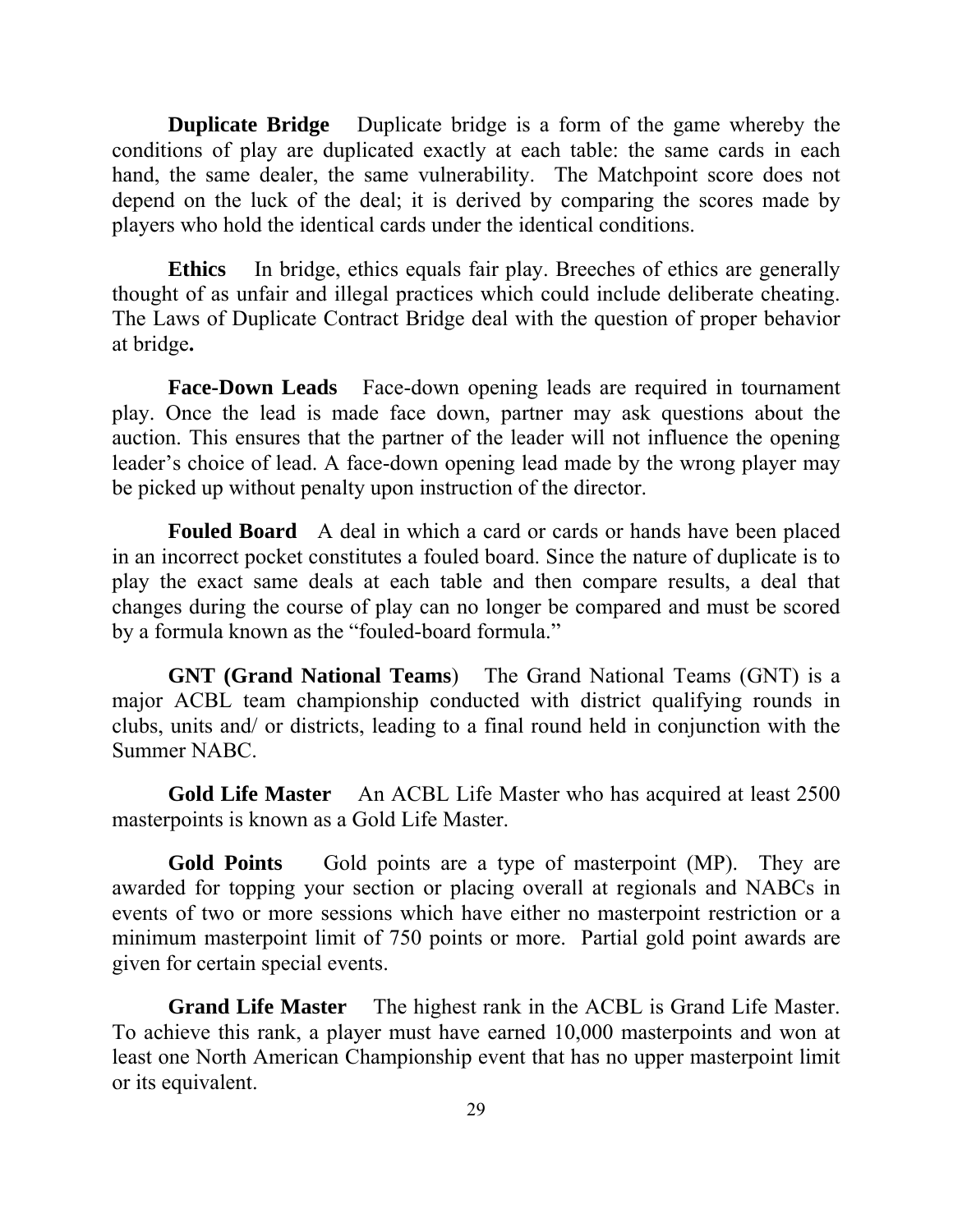**Duplicate Bridge** Duplicate bridge is a form of the game whereby the conditions of play are duplicated exactly at each table: the same cards in each hand, the same dealer, the same vulnerability. The Matchpoint score does not depend on the luck of the deal; it is derived by comparing the scores made by players who hold the identical cards under the identical conditions.

**Ethics** In bridge, ethics equals fair play. Breeches of ethics are generally thought of as unfair and illegal practices which could include deliberate cheating. The Laws of Duplicate Contract Bridge deal with the question of proper behavior at bridge**.**

**Face-Down Leads** Face-down opening leads are required in tournament play. Once the lead is made face down, partner may ask questions about the auction. This ensures that the partner of the leader will not influence the opening leader's choice of lead. A face-down opening lead made by the wrong player may be picked up without penalty upon instruction of the director.

**Fouled Board** A deal in which a card or cards or hands have been placed in an incorrect pocket constitutes a fouled board. Since the nature of duplicate is to play the exact same deals at each table and then compare results, a deal that changes during the course of play can no longer be compared and must be scored by a formula known as the "fouled-board formula."

**GNT (Grand National Teams**) The Grand National Teams (GNT) is a major ACBL team championship conducted with district qualifying rounds in clubs, units and/ or districts, leading to a final round held in conjunction with the Summer NABC.

**Gold Life Master** An ACBL Life Master who has acquired at least 2500 masterpoints is known as a Gold Life Master.

**Gold Points** Gold points are a type of masterpoint (MP). They are awarded for topping your section or placing overall at regionals and NABCs in events of two or more sessions which have either no masterpoint restriction or a minimum masterpoint limit of 750 points or more. Partial gold point awards are given for certain special events.

**Grand Life Master** The highest rank in the ACBL is Grand Life Master. To achieve this rank, a player must have earned 10,000 masterpoints and won at least one North American Championship event that has no upper masterpoint limit or its equivalent.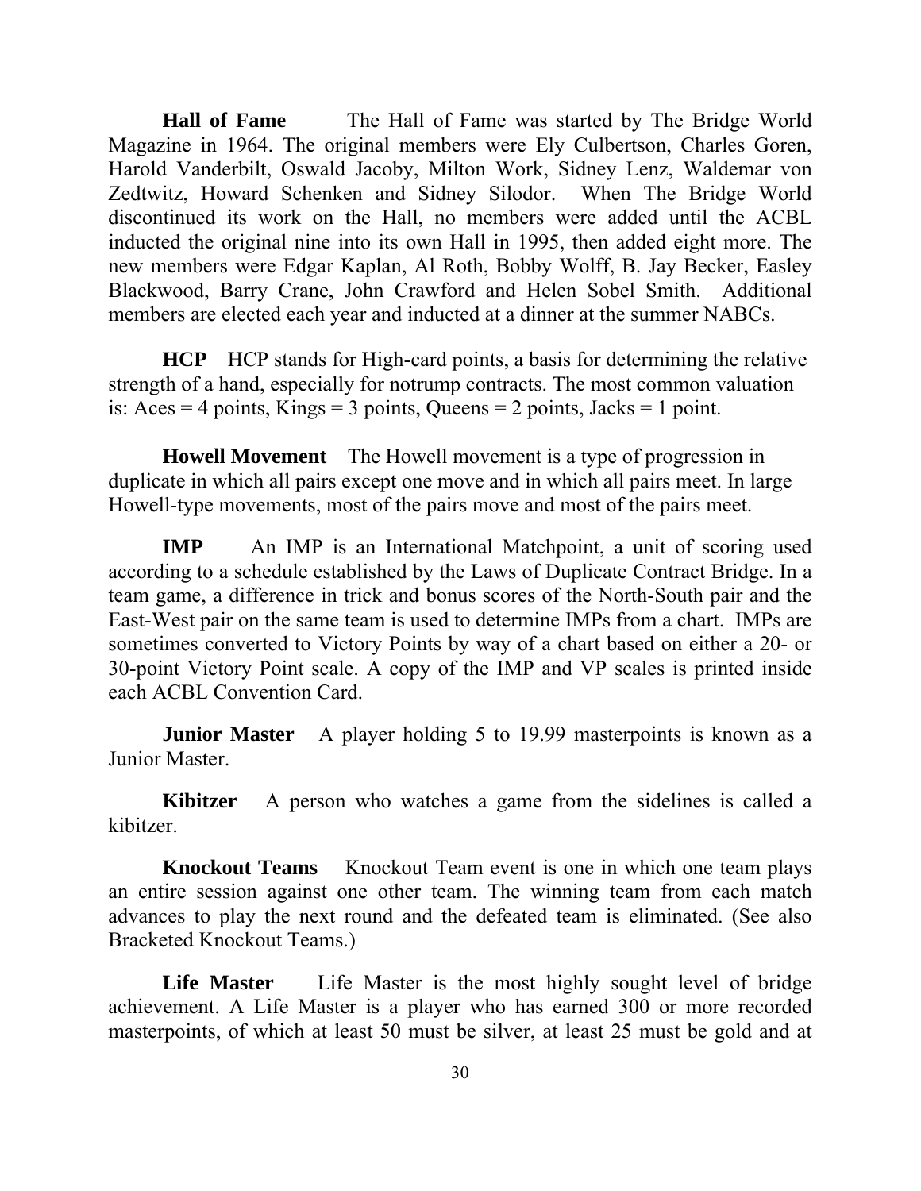**Hall of Fame** The Hall of Fame was started by The Bridge World Magazine in 1964. The original members were Ely Culbertson, Charles Goren, Harold Vanderbilt, Oswald Jacoby, Milton Work, Sidney Lenz, Waldemar von Zedtwitz, Howard Schenken and Sidney Silodor. When The Bridge World discontinued its work on the Hall, no members were added until the ACBL inducted the original nine into its own Hall in 1995, then added eight more. The new members were Edgar Kaplan, Al Roth, Bobby Wolff, B. Jay Becker, Easley Blackwood, Barry Crane, John Crawford and Helen Sobel Smith. Additional members are elected each year and inducted at a dinner at the summer NABCs.

**HCP** HCP stands for High-card points, a basis for determining the relative strength of a hand, especially for notrump contracts. The most common valuation is: Aces = 4 points, Kings = 3 points, Queens = 2 points, Jacks = 1 point.

**Howell Movement** The Howell movement is a type of progression in duplicate in which all pairs except one move and in which all pairs meet. In large Howell-type movements, most of the pairs move and most of the pairs meet.

**IMP** An IMP is an International Matchpoint, a unit of scoring used according to a schedule established by the Laws of Duplicate Contract Bridge. In a team game, a difference in trick and bonus scores of the North-South pair and the East-West pair on the same team is used to determine IMPs from a chart. IMPs are sometimes converted to Victory Points by way of a chart based on either a 20- or 30-point Victory Point scale. A copy of the IMP and VP scales is printed inside each ACBL Convention Card.

**Junior Master** A player holding 5 to 19.99 masterpoints is known as a Junior Master.

**Kibitzer** A person who watches a game from the sidelines is called a kibitzer.

**Knockout Teams** Knockout Team event is one in which one team plays an entire session against one other team. The winning team from each match advances to play the next round and the defeated team is eliminated. (See also Bracketed Knockout Teams.)

**Life Master** Life Master is the most highly sought level of bridge achievement. A Life Master is a player who has earned 300 or more recorded masterpoints, of which at least 50 must be silver, at least 25 must be gold and at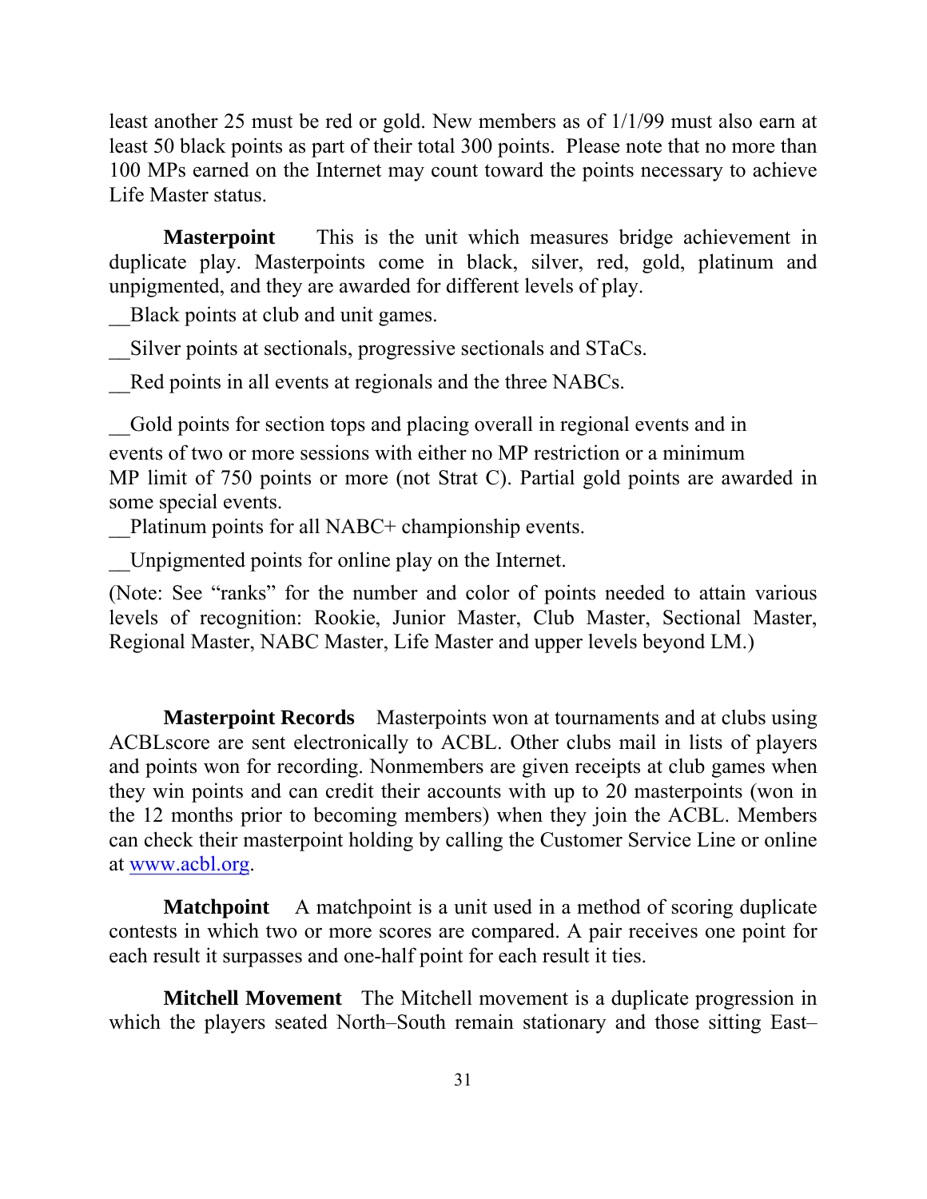least another 25 must be red or gold. New members as of 1/1/99 must also earn at least 50 black points as part of their total 300 points. Please note that no more than 100 MPs earned on the Internet may count toward the points necessary to achieve Life Master status.

**Masterpoint** This is the unit which measures bridge achievement in duplicate play. Masterpoints come in black, silver, red, gold, platinum and unpigmented, and they are awarded for different levels of play.

__Black points at club and unit games.

__Silver points at sectionals, progressive sectionals and STaCs.

__Red points in all events at regionals and the three NABCs.

__Gold points for section tops and placing overall in regional events and in events of two or more sessions with either no MP restriction or a minimum MP limit of 750 points or more (not Strat C). Partial gold points are awarded in some special events.

__Platinum points for all NABC+ championship events.

__Unpigmented points for online play on the Internet.

(Note: See "ranks" for the number and color of points needed to attain various levels of recognition: Rookie, Junior Master, Club Master, Sectional Master, Regional Master, NABC Master, Life Master and upper levels beyond LM.)

**Masterpoint Records** Masterpoints won at tournaments and at clubs using ACBLscore are sent electronically to ACBL. Other clubs mail in lists of players and points won for recording. Nonmembers are given receipts at club games when they win points and can credit their accounts with up to 20 masterpoints (won in the 12 months prior to becoming members) when they join the ACBL. Members can check their masterpoint holding by calling the Customer Service Line or online at [www.acbl.org](http://www.acbl.org).

**Matchpoint** A matchpoint is a unit used in a method of scoring duplicate contests in which two or more scores are compared. A pair receives one point for each result it surpasses and one-half point for each result it ties.

**Mitchell Movement** The Mitchell movement is a duplicate progression in which the players seated North–South remain stationary and those sitting East–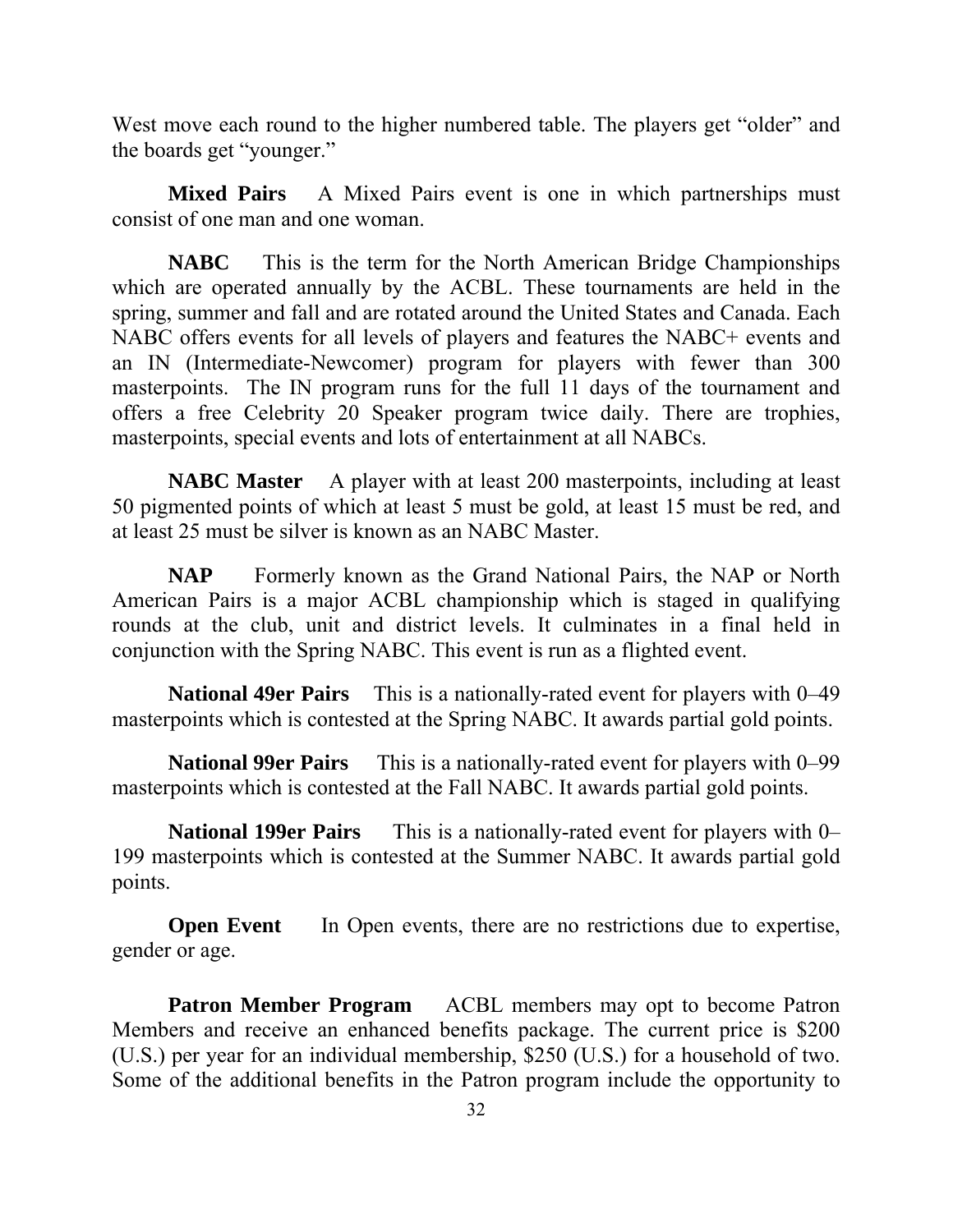West move each round to the higher numbered table. The players get "older" and the boards get "younger."

**Mixed Pairs** A Mixed Pairs event is one in which partnerships must consist of one man and one woman.

**NABC** This is the term for the North American Bridge Championships which are operated annually by the ACBL. These tournaments are held in the spring, summer and fall and are rotated around the United States and Canada. Each NABC offers events for all levels of players and features the NABC+ events and an IN (Intermediate-Newcomer) program for players with fewer than 300 masterpoints. The IN program runs for the full 11 days of the tournament and offers a free Celebrity 20 Speaker program twice daily. There are trophies, masterpoints, special events and lots of entertainment at all NABCs.

**NABC Master** A player with at least 200 masterpoints, including at least 50 pigmented points of which at least 5 must be gold, at least 15 must be red, and at least 25 must be silver is known as an NABC Master.

**NAP** Formerly known as the Grand National Pairs, the NAP or North American Pairs is a major ACBL championship which is staged in qualifying rounds at the club, unit and district levels. It culminates in a final held in conjunction with the Spring NABC. This event is run as a flighted event.

**National 49er Pairs** This is a nationally-rated event for players with 0–49 masterpoints which is contested at the Spring NABC. It awards partial gold points.

**National 99er Pairs** This is a nationally-rated event for players with 0–99 masterpoints which is contested at the Fall NABC. It awards partial gold points.

**National 199er Pairs** This is a nationally-rated event for players with 0–199 masterpoints which is contested at the Summer NABC. It awards partial gold points.

**Open Event** In Open events, there are no restrictions due to expertise, gender or age.

**Patron Member Program** ACBL members may opt to become Patron Members and receive an enhanced benefits package. The current price is $200 (U.S.) per year for an individual membership, $250 (U.S.) for a household of two. Some of the additional benefits in the Patron program include the opportunity to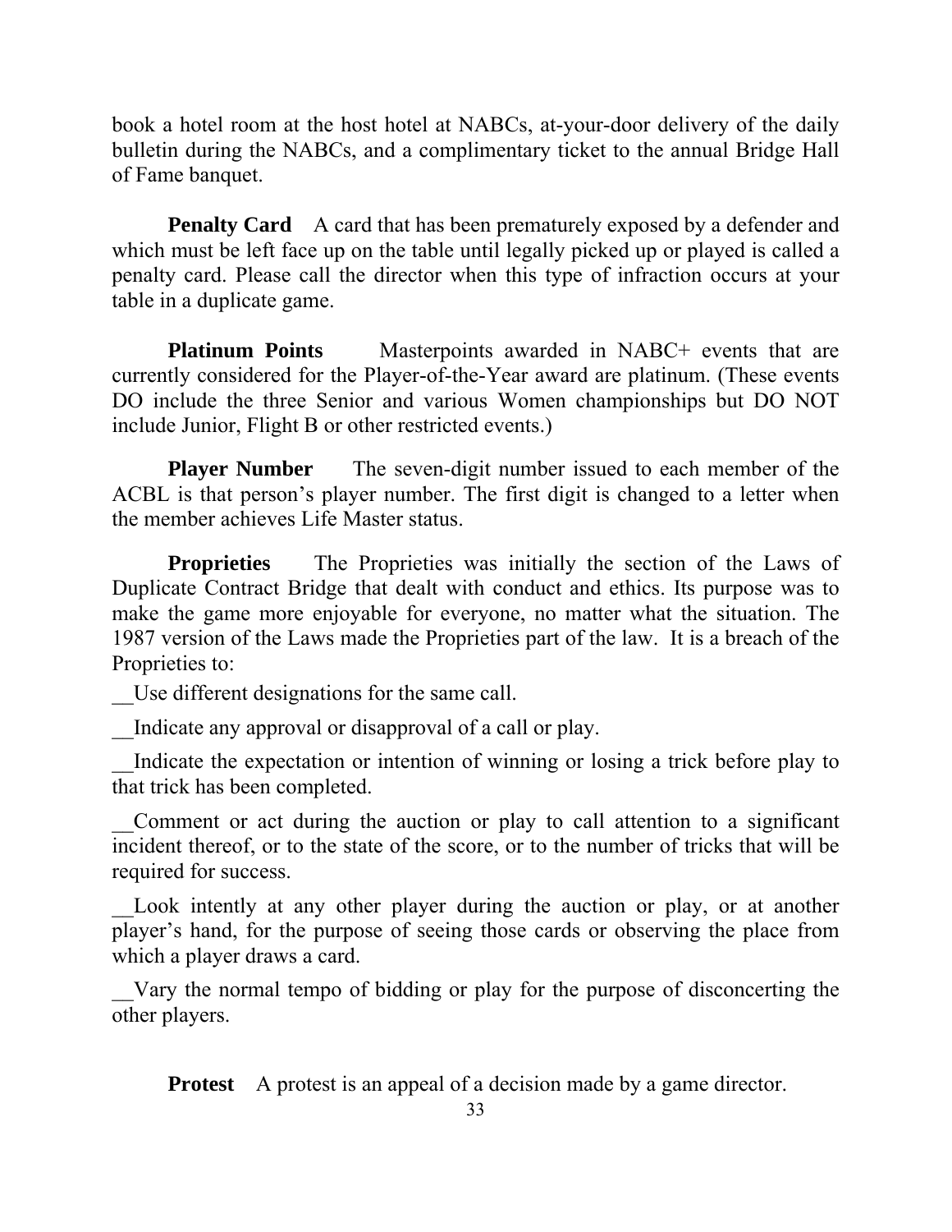book a hotel room at the host hotel at NABCs, at-your-door delivery of the daily bulletin during the NABCs, and a complimentary ticket to the annual Bridge Hall of Fame banquet.

**Penalty Card** A card that has been prematurely exposed by a defender and which must be left face up on the table until legally picked up or played is called a penalty card. Please call the director when this type of infraction occurs at your table in a duplicate game.

**Platinum Points** Masterpoints awarded in NABC+ events that are currently considered for the Player-of-the-Year award are platinum. (These events DO include the three Senior and various Women championships but DO NOT include Junior, Flight B or other restricted events.)

**Player Number** The seven-digit number issued to each member of the ACBL is that person's player number. The first digit is changed to a letter when the member achieves Life Master status.

**Proprieties** The Proprieties was initially the section of the Laws of Duplicate Contract Bridge that dealt with conduct and ethics. Its purpose was to make the game more enjoyable for everyone, no matter what the situation. The 1987 version of the Laws made the Proprieties part of the law. It is a breach of the Proprieties to:

__Use different designations for the same call.

__Indicate any approval or disapproval of a call or play.

__Indicate the expectation or intention of winning or losing a trick before play to that trick has been completed.

__Comment or act during the auction or play to call attention to a significant incident thereof, or to the state of the score, or to the number of tricks that will be required for success.

__Look intently at any other player during the auction or play, or at another player's hand, for the purpose of seeing those cards or observing the place from which a player draws a card.

__Vary the normal tempo of bidding or play for the purpose of disconcerting the other players.

**Protest** A protest is an appeal of a decision made by a game director.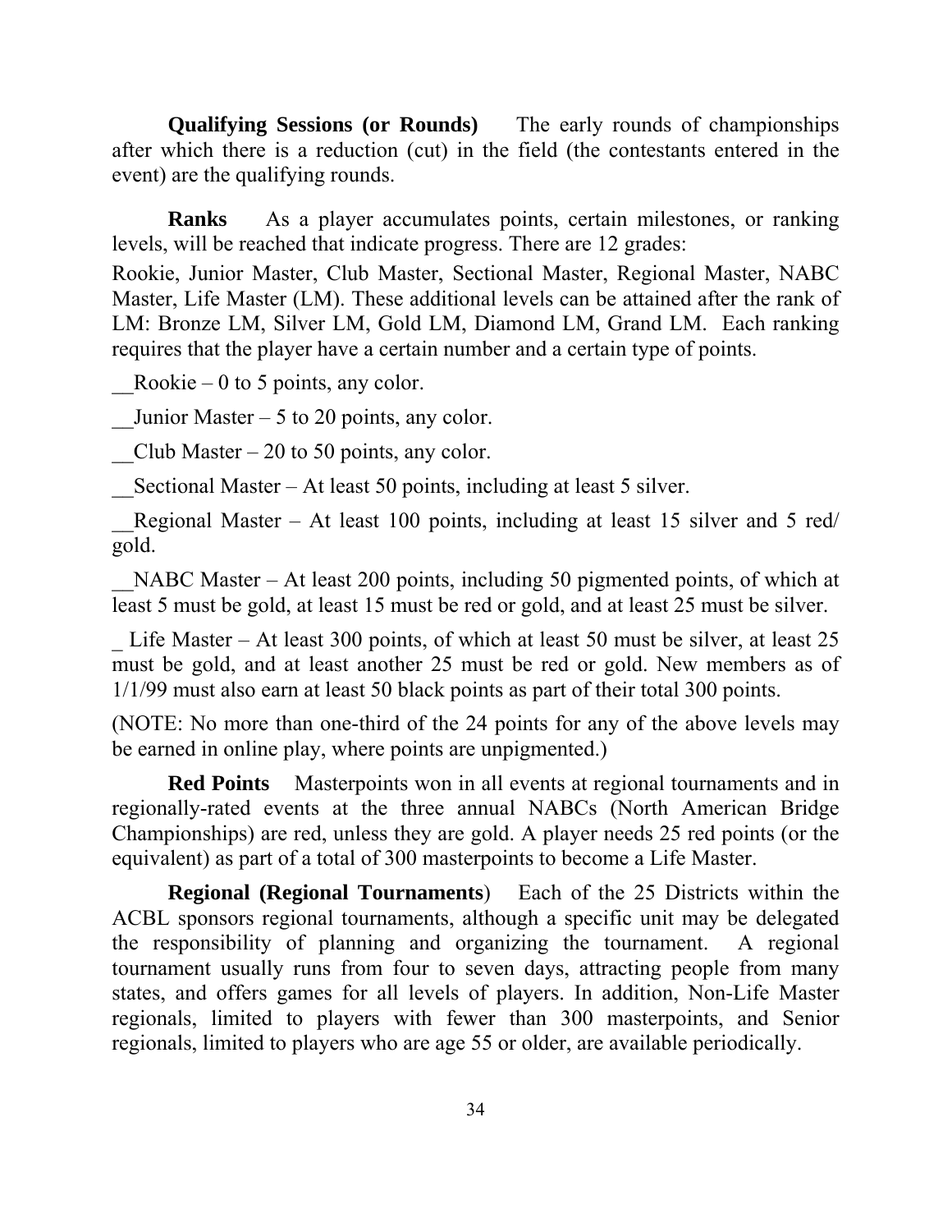**Qualifying Sessions (or Rounds)** The early rounds of championships after which there is a reduction (cut) in the field (the contestants entered in the event) are the qualifying rounds.

**Ranks** As a player accumulates points, certain milestones, or ranking levels, will be reached that indicate progress. There are 12 grades:

Rookie, Junior Master, Club Master, Sectional Master, Regional Master, NABC Master, Life Master (LM). These additional levels can be attained after the rank of LM: Bronze LM, Silver LM, Gold LM, Diamond LM, Grand LM. Each ranking requires that the player have a certain number and a certain type of points.

__Rookie – 0 to 5 points, any color.

__Junior Master – 5 to 20 points, any color.

__Club Master – 20 to 50 points, any color.

__Sectional Master – At least 50 points, including at least 5 silver.

__Regional Master – At least 100 points, including at least 15 silver and 5 red/ gold.

__NABC Master – At least 200 points, including 50 pigmented points, of which at least 5 must be gold, at least 15 must be red or gold, and at least 25 must be silver.

_ Life Master – At least 300 points, of which at least 50 must be silver, at least 25 must be gold, and at least another 25 must be red or gold. New members as of 1/1/99 must also earn at least 50 black points as part of their total 300 points.

(NOTE: No more than one-third of the 24 points for any of the above levels may be earned in online play, where points are unpigmented.)

**Red Points** Masterpoints won in all events at regional tournaments and in regionally-rated events at the three annual NABCs (North American Bridge Championships) are red, unless they are gold. A player needs 25 red points (or the equivalent) as part of a total of 300 masterpoints to become a Life Master.

**Regional (Regional Tournaments**) Each of the 25 Districts within the ACBL sponsors regional tournaments, although a specific unit may be delegated the responsibility of planning and organizing the tournament. A regional tournament usually runs from four to seven days, attracting people from many states, and offers games for all levels of players. In addition, Non-Life Master regionals, limited to players with fewer than 300 masterpoints, and Senior regionals, limited to players who are age 55 or older, are available periodically.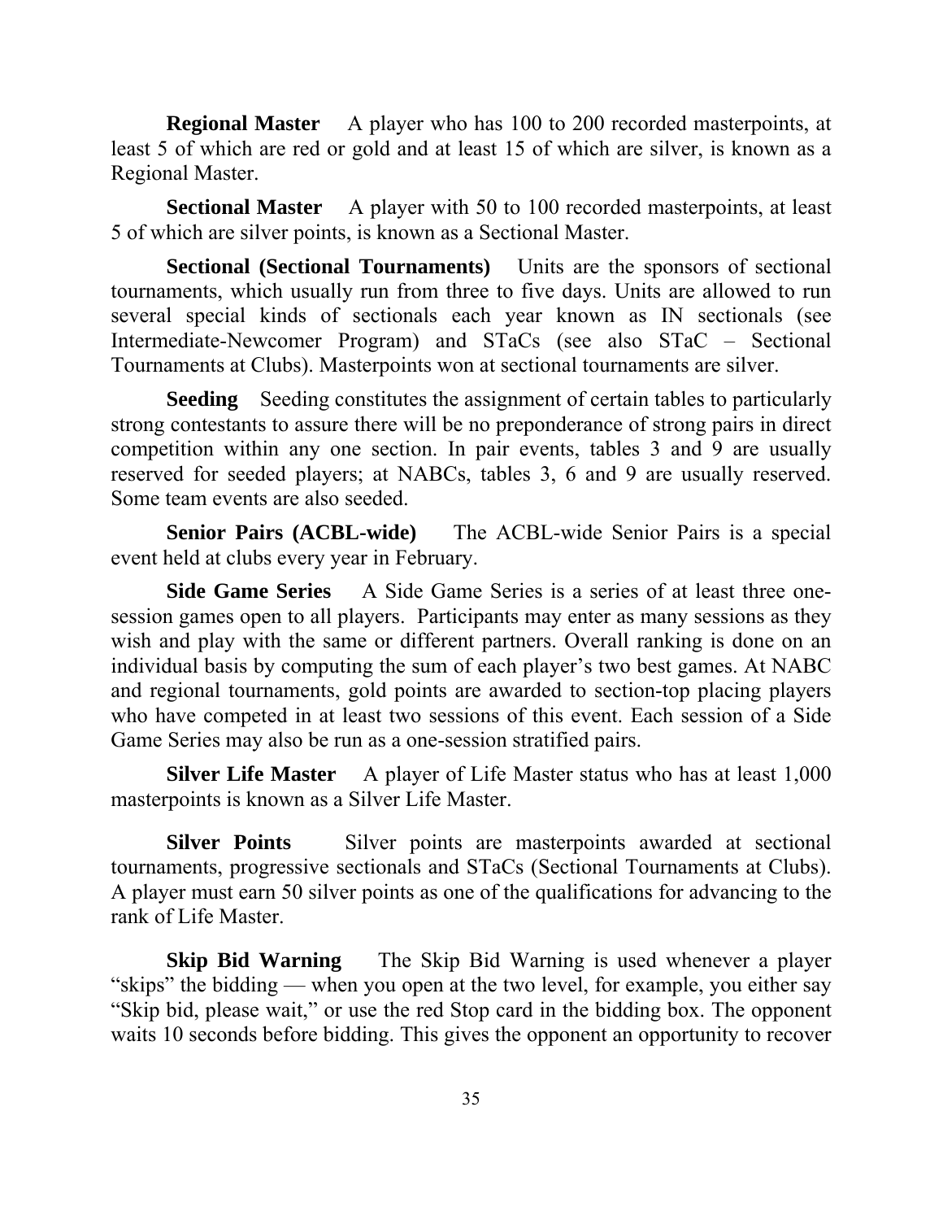**Regional Master** A player who has 100 to 200 recorded masterpoints, at least 5 of which are red or gold and at least 15 of which are silver, is known as a Regional Master.

**Sectional Master** A player with 50 to 100 recorded masterpoints, at least 5 of which are silver points, is known as a Sectional Master.

**Sectional (Sectional Tournaments)** Units are the sponsors of sectional tournaments, which usually run from three to five days. Units are allowed to run several special kinds of sectionals each year known as IN sectionals (see Intermediate-Newcomer Program) and STaCs (see also STaC – Sectional Tournaments at Clubs). Masterpoints won at sectional tournaments are silver.

**Seeding** Seeding constitutes the assignment of certain tables to particularly strong contestants to assure there will be no preponderance of strong pairs in direct competition within any one section. In pair events, tables 3 and 9 are usually reserved for seeded players; at NABCs, tables 3, 6 and 9 are usually reserved. Some team events are also seeded.

**Senior Pairs (ACBL-wide)** The ACBL-wide Senior Pairs is a special event held at clubs every year in February.

**Side Game Series** A Side Game Series is a series of at least three one-session games open to all players. Participants may enter as many sessions as they wish and play with the same or different partners. Overall ranking is done on an individual basis by computing the sum of each player's two best games. At NABC and regional tournaments, gold points are awarded to section-top placing players who have competed in at least two sessions of this event. Each session of a Side Game Series may also be run as a one-session stratified pairs.

**Silver Life Master** A player of Life Master status who has at least 1,000 masterpoints is known as a Silver Life Master.

**Silver Points** Silver points are masterpoints awarded at sectional tournaments, progressive sectionals and STaCs (Sectional Tournaments at Clubs). A player must earn 50 silver points as one of the qualifications for advancing to the rank of Life Master.

**Skip Bid Warning** The Skip Bid Warning is used whenever a player "skips" the bidding — when you open at the two level, for example, you either say "Skip bid, please wait," or use the red Stop card in the bidding box. The opponent waits 10 seconds before bidding. This gives the opponent an opportunity to recover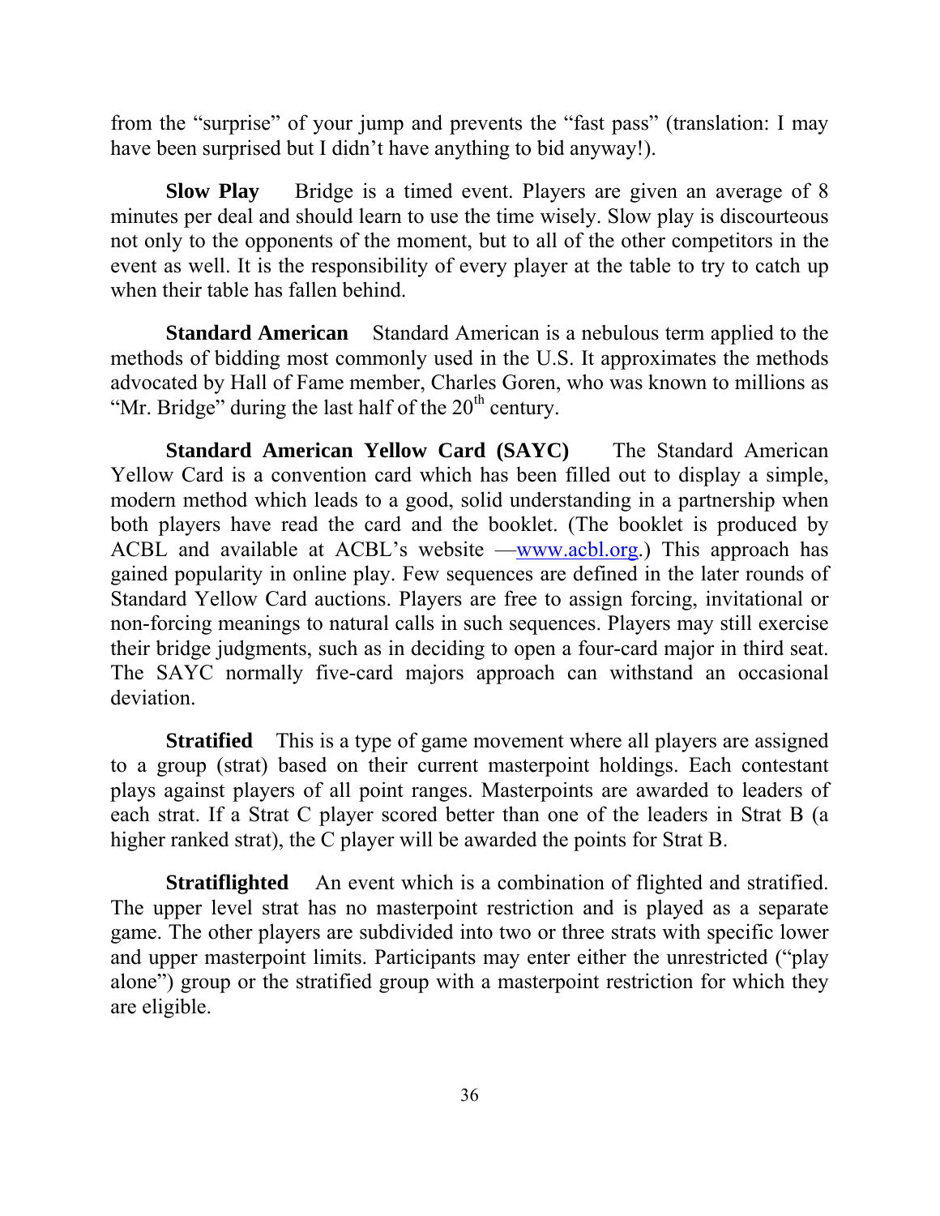from the "surprise" of your jump and prevents the "fast pass" (translation: I may have been surprised but I didn't have anything to bid anyway!).

**Slow Play** Bridge is a timed event. Players are given an average of 8 minutes per deal and should learn to use the time wisely. Slow play is discourteous not only to the opponents of the moment, but to all of the other competitors in the event as well. It is the responsibility of every player at the table to try to catch up when their table has fallen behind.

**Standard American** Standard American is a nebulous term applied to the methods of bidding most commonly used in the U.S. It approximates the methods advocated by Hall of Fame member, Charles Goren, who was known to millions as "Mr. Bridge" during the last half of the 20th century.

**Standard American Yellow Card (SAYC)** The Standard American Yellow Card is a convention card which has been filled out to display a simple, modern method which leads to a good, solid understanding in a partnership when both players have read the card and the booklet. (The booklet is produced by ACBL and available at ACBL's website —www.acbl.org.) This approach has gained popularity in online play. Few sequences are defined in the later rounds of Standard Yellow Card auctions. Players are free to assign forcing, invitational or non-forcing meanings to natural calls in such sequences. Players may still exercise their bridge judgments, such as in deciding to open a four-card major in third seat. The SAYC normally five-card majors approach can withstand an occasional deviation.

**Stratified** This is a type of game movement where all players are assigned to a group (strat) based on their current masterpoint holdings. Each contestant plays against players of all point ranges. Masterpoints are awarded to leaders of each strat. If a Strat C player scored better than one of the leaders in Strat B (a higher ranked strat), the C player will be awarded the points for Strat B.

**Stratiflighted** An event which is a combination of flighted and stratified. The upper level strat has no masterpoint restriction and is played as a separate game. The other players are subdivided into two or three strats with specific lower and upper masterpoint limits. Participants may enter either the unrestricted ("play alone") group or the stratified group with a masterpoint restriction for which they are eligible.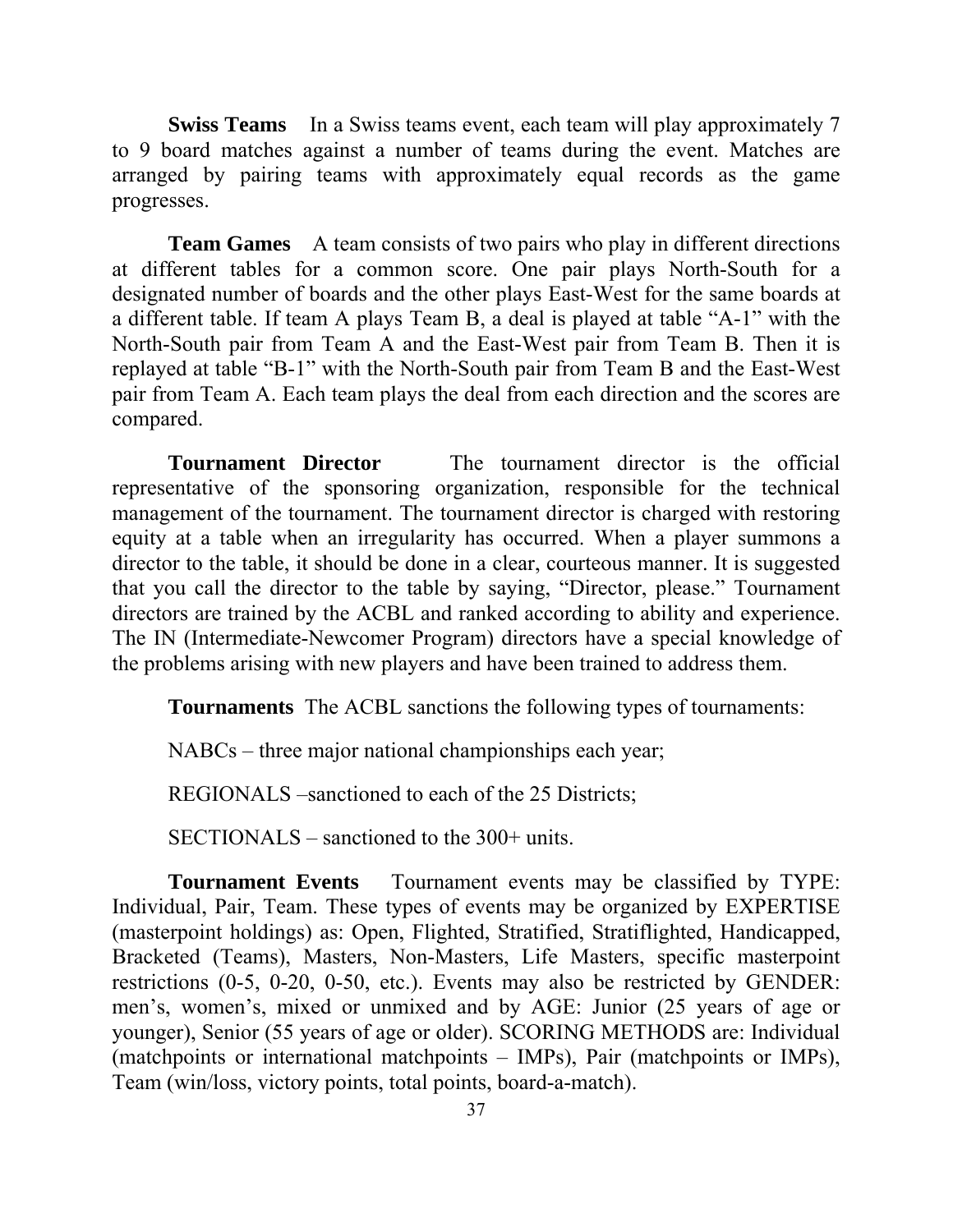**Swiss Teams** In a Swiss teams event, each team will play approximately 7 to 9 board matches against a number of teams during the event. Matches are arranged by pairing teams with approximately equal records as the game progresses.

**Team Games** A team consists of two pairs who play in different directions at different tables for a common score. One pair plays North-South for a designated number of boards and the other plays East-West for the same boards at a different table. If team A plays Team B, a deal is played at table "A-1" with the North-South pair from Team A and the East-West pair from Team B. Then it is replayed at table "B-1" with the North-South pair from Team B and the East-West pair from Team A. Each team plays the deal from each direction and the scores are compared.

**Tournament Director** The tournament director is the official representative of the sponsoring organization, responsible for the technical management of the tournament. The tournament director is charged with restoring equity at a table when an irregularity has occurred. When a player summons a director to the table, it should be done in a clear, courteous manner. It is suggested that you call the director to the table by saying, "Director, please." Tournament directors are trained by the ACBL and ranked according to ability and experience. The IN (Intermediate-Newcomer Program) directors have a special knowledge of the problems arising with new players and have been trained to address them.

**Tournaments** The ACBL sanctions the following types of tournaments:

NABCs – three major national championships each year;

REGIONALS –sanctioned to each of the 25 Districts;

SECTIONALS – sanctioned to the 300+ units.

**Tournament Events** Tournament events may be classified by TYPE: Individual, Pair, Team. These types of events may be organized by EXPERTISE (masterpoint holdings) as: Open, Flighted, Stratified, Stratiflighted, Handicapped, Bracketed (Teams), Masters, Non-Masters, Life Masters, specific masterpoint restrictions (0-5, 0-20, 0-50, etc.). Events may also be restricted by GENDER: men's, women's, mixed or unmixed and by AGE: Junior (25 years of age or younger), Senior (55 years of age or older). SCORING METHODS are: Individual (matchpoints or international matchpoints – IMPs), Pair (matchpoints or IMPs), Team (win/loss, victory points, total points, board-a-match).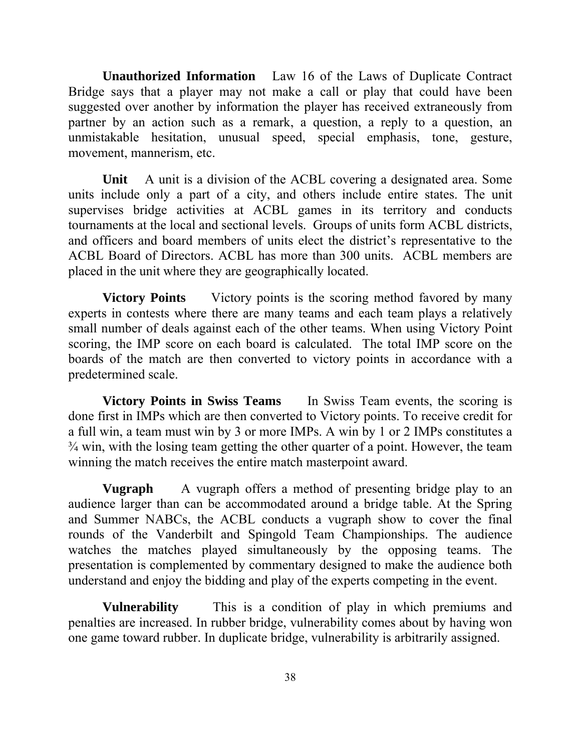**Unauthorized Information** Law 16 of the Laws of Duplicate Contract Bridge says that a player may not make a call or play that could have been suggested over another by information the player has received extraneously from partner by an action such as a remark, a question, a reply to a question, an unmistakable hesitation, unusual speed, special emphasis, tone, gesture, movement, mannerism, etc.

**Unit** A unit is a division of the ACBL covering a designated area. Some units include only a part of a city, and others include entire states. The unit supervises bridge activities at ACBL games in its territory and conducts tournaments at the local and sectional levels. Groups of units form ACBL districts, and officers and board members of units elect the district's representative to the ACBL Board of Directors. ACBL has more than 300 units. ACBL members are placed in the unit where they are geographically located.

**Victory Points** Victory points is the scoring method favored by many experts in contests where there are many teams and each team plays a relatively small number of deals against each of the other teams. When using Victory Point scoring, the IMP score on each board is calculated. The total IMP score on the boards of the match are then converted to victory points in accordance with a predetermined scale.

**Victory Points in Swiss Teams** In Swiss Team events, the scoring is done first in IMPs which are then converted to Victory points. To receive credit for a full win, a team must win by 3 or more IMPs. A win by 1 or 2 IMPs constitutes a ¾ win, with the losing team getting the other quarter of a point. However, the team winning the match receives the entire match masterpoint award.

**Vugraph** A vugraph offers a method of presenting bridge play to an audience larger than can be accommodated around a bridge table. At the Spring and Summer NABCs, the ACBL conducts a vugraph show to cover the final rounds of the Vanderbilt and Spingold Team Championships. The audience watches the matches played simultaneously by the opposing teams. The presentation is complemented by commentary designed to make the audience both understand and enjoy the bidding and play of the experts competing in the event.

**Vulnerability** This is a condition of play in which premiums and penalties are increased. In rubber bridge, vulnerability comes about by having won one game toward rubber. In duplicate bridge, vulnerability is arbitrarily assigned.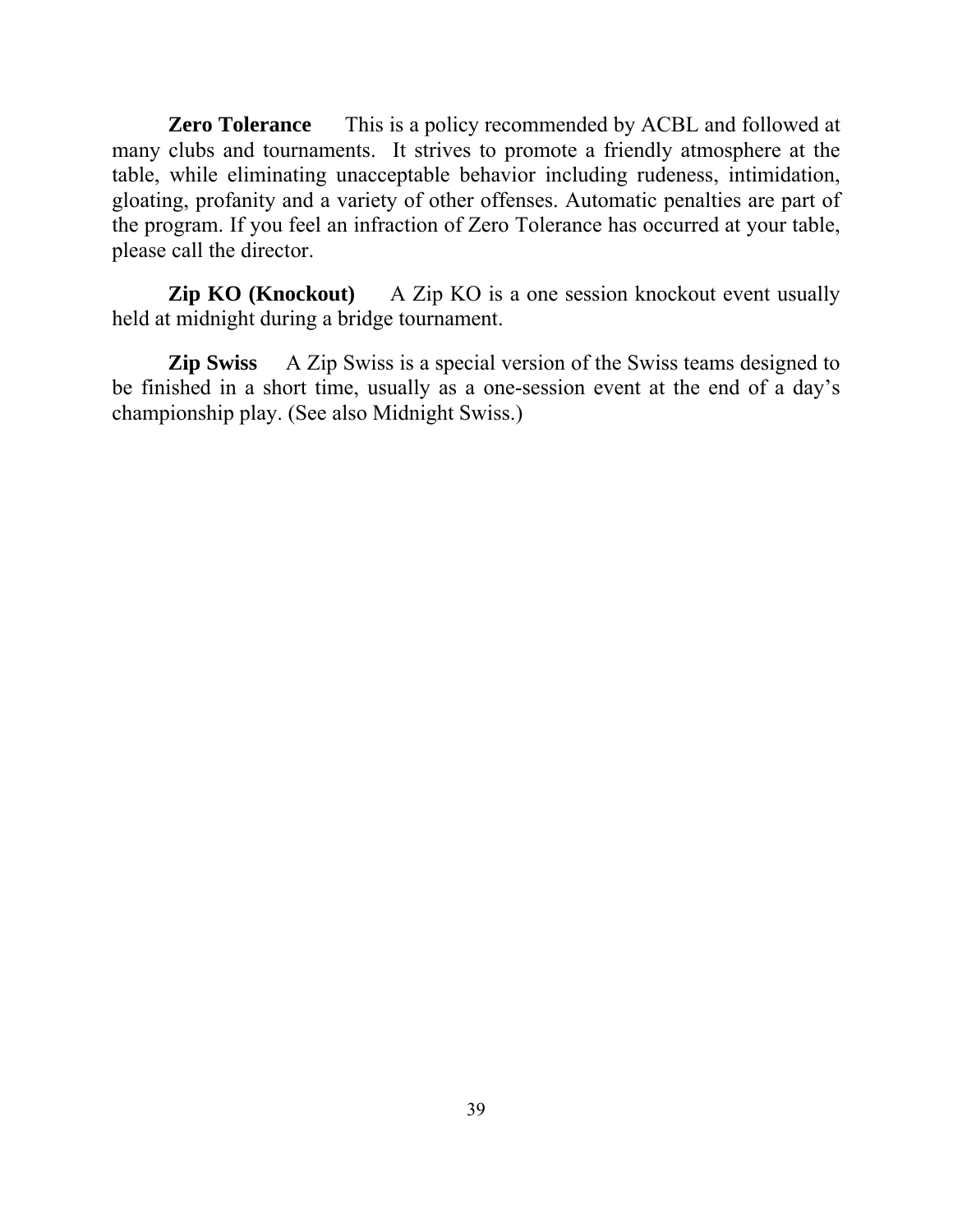**Zero Tolerance** This is a policy recommended by ACBL and followed at many clubs and tournaments. It strives to promote a friendly atmosphere at the table, while eliminating unacceptable behavior including rudeness, intimidation, gloating, profanity and a variety of other offenses. Automatic penalties are part of the program. If you feel an infraction of Zero Tolerance has occurred at your table, please call the director.

**Zip KO (Knockout)** A Zip KO is a one session knockout event usually held at midnight during a bridge tournament.

**Zip Swiss** A Zip Swiss is a special version of the Swiss teams designed to be finished in a short time, usually as a one-session event at the end of a day's championship play. (See also Midnight Swiss.)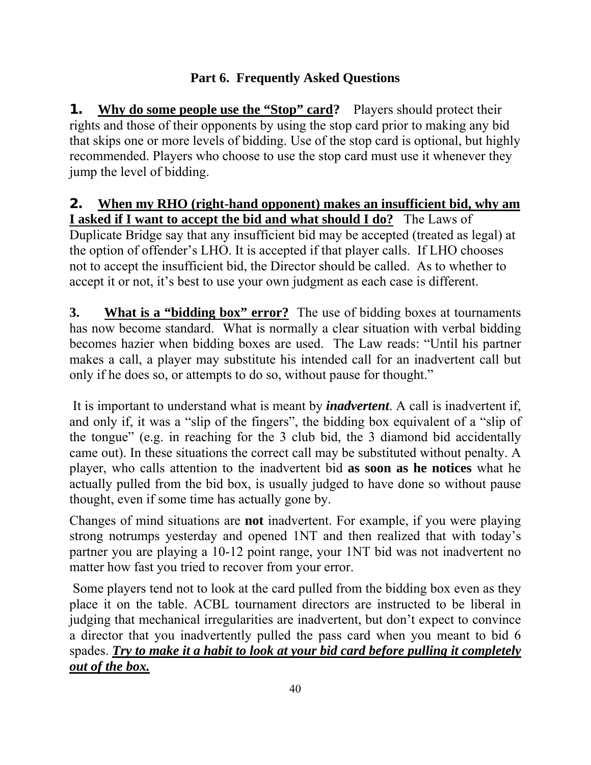## Part 6. Frequently Asked Questions

**1. Why do some people use the "Stop" card?** Players should protect their rights and those of their opponents by using the stop card prior to making any bid that skips one or more levels of bidding. Use of the stop card is optional, but highly recommended. Players who choose to use the stop card must use it whenever they jump the level of bidding.

**2. When my RHO (right-hand opponent) makes an insufficient bid, why am I asked if I want to accept the bid and what should I do?** The Laws of Duplicate Bridge say that any insufficient bid may be accepted (treated as legal) at the option of offender's LHO. It is accepted if that player calls. If LHO chooses not to accept the insufficient bid, the Director should be called. As to whether to accept it or not, it's best to use your own judgment as each case is different.

**3. What is a "bidding box" error?** The use of bidding boxes at tournaments has now become standard. What is normally a clear situation with verbal bidding becomes hazier when bidding boxes are used. The Law reads: "Until his partner makes a call, a player may substitute his intended call for an inadvertent call but only if he does so, or attempts to do so, without pause for thought."

It is important to understand what is meant by ***inadvertent***. A call is inadvertent if, and only if, it was a "slip of the fingers", the bidding box equivalent of a "slip of the tongue" (e.g. in reaching for the 3 club bid, the 3 diamond bid accidentally came out). In these situations the correct call may be substituted without penalty. A player, who calls attention to the inadvertent bid **as soon as he notices** what he actually pulled from the bid box, is usually judged to have done so without pause thought, even if some time has actually gone by.

Changes of mind situations are **not** inadvertent. For example, if you were playing strong notrumps yesterday and opened 1NT and then realized that with today's partner you are playing a 10-12 point range, your 1NT bid was not inadvertent no matter how fast you tried to recover from your error.

Some players tend not to look at the card pulled from the bidding box even as they place it on the table. ACBL tournament directors are instructed to be liberal in judging that mechanical irregularities are inadvertent, but don't expect to convince a director that you inadvertently pulled the pass card when you meant to bid 6 spades. ***Try to make it a habit to look at your bid card before pulling it completely out of the box.***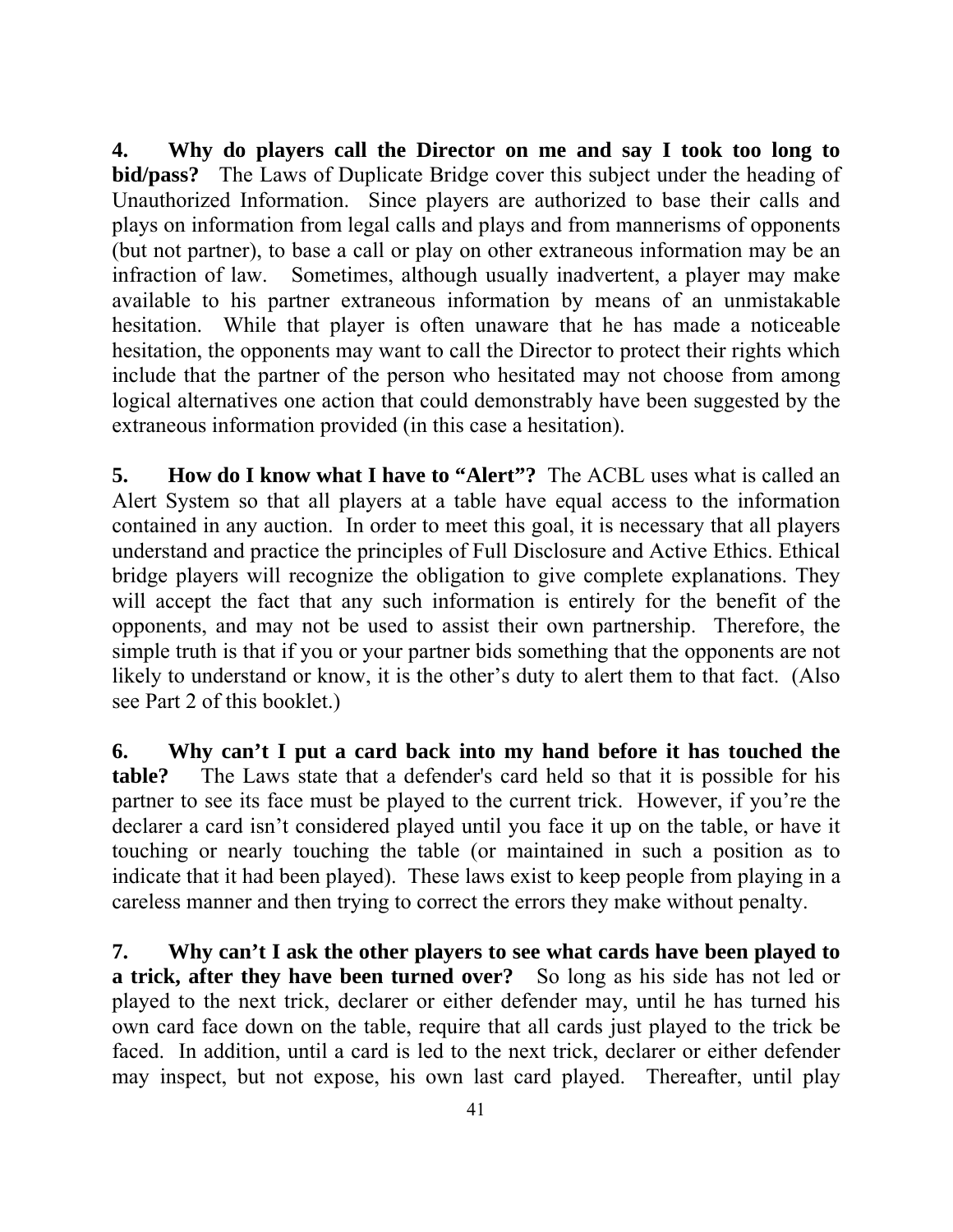**4. Why do players call the Director on me and say I took too long to bid/pass?** The Laws of Duplicate Bridge cover this subject under the heading of Unauthorized Information. Since players are authorized to base their calls and plays on information from legal calls and plays and from mannerisms of opponents (but not partner), to base a call or play on other extraneous information may be an infraction of law. Sometimes, although usually inadvertent, a player may make available to his partner extraneous information by means of an unmistakable hesitation. While that player is often unaware that he has made a noticeable hesitation, the opponents may want to call the Director to protect their rights which include that the partner of the person who hesitated may not choose from among logical alternatives one action that could demonstrably have been suggested by the extraneous information provided (in this case a hesitation).

**5. How do I know what I have to "Alert"?** The ACBL uses what is called an Alert System so that all players at a table have equal access to the information contained in any auction. In order to meet this goal, it is necessary that all players understand and practice the principles of Full Disclosure and Active Ethics. Ethical bridge players will recognize the obligation to give complete explanations. They will accept the fact that any such information is entirely for the benefit of the opponents, and may not be used to assist their own partnership. Therefore, the simple truth is that if you or your partner bids something that the opponents are not likely to understand or know, it is the other's duty to alert them to that fact. (Also see Part 2 of this booklet.)

**6. Why can't I put a card back into my hand before it has touched the table?** The Laws state that a defender's card held so that it is possible for his partner to see its face must be played to the current trick. However, if you're the declarer a card isn't considered played until you face it up on the table, or have it touching or nearly touching the table (or maintained in such a position as to indicate that it had been played). These laws exist to keep people from playing in a careless manner and then trying to correct the errors they make without penalty.

**7. Why can't I ask the other players to see what cards have been played to a trick, after they have been turned over?** So long as his side has not led or played to the next trick, declarer or either defender may, until he has turned his own card face down on the table, require that all cards just played to the trick be faced. In addition, until a card is led to the next trick, declarer or either defender may inspect, but not expose, his own last card played. Thereafter, until play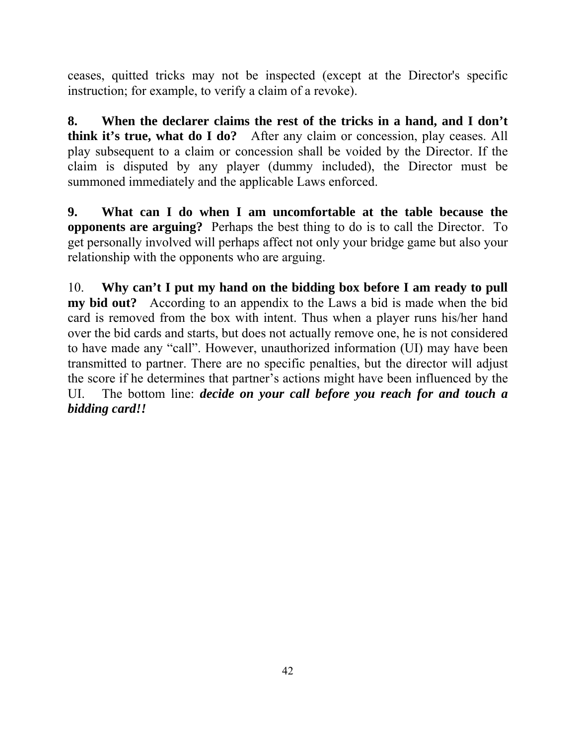ceases, quitted tricks may not be inspected (except at the Director's specific instruction; for example, to verify a claim of a revoke).

**8. When the declarer claims the rest of the tricks in a hand, and I don't think it's true, what do I do?** After any claim or concession, play ceases. All play subsequent to a claim or concession shall be voided by the Director. If the claim is disputed by any player (dummy included), the Director must be summoned immediately and the applicable Laws enforced.

**9. What can I do when I am uncomfortable at the table because the opponents are arguing?** Perhaps the best thing to do is to call the Director. To get personally involved will perhaps affect not only your bridge game but also your relationship with the opponents who are arguing.

10. **Why can't I put my hand on the bidding box before I am ready to pull my bid out?** According to an appendix to the Laws a bid is made when the bid card is removed from the box with intent. Thus when a player runs his/her hand over the bid cards and starts, but does not actually remove one, he is not considered to have made any "call". However, unauthorized information (UI) may have been transmitted to partner. There are no specific penalties, but the director will adjust the score if he determines that partner's actions might have been influenced by the UI. The bottom line: ***decide on your call before you reach for and touch a bidding card!!***